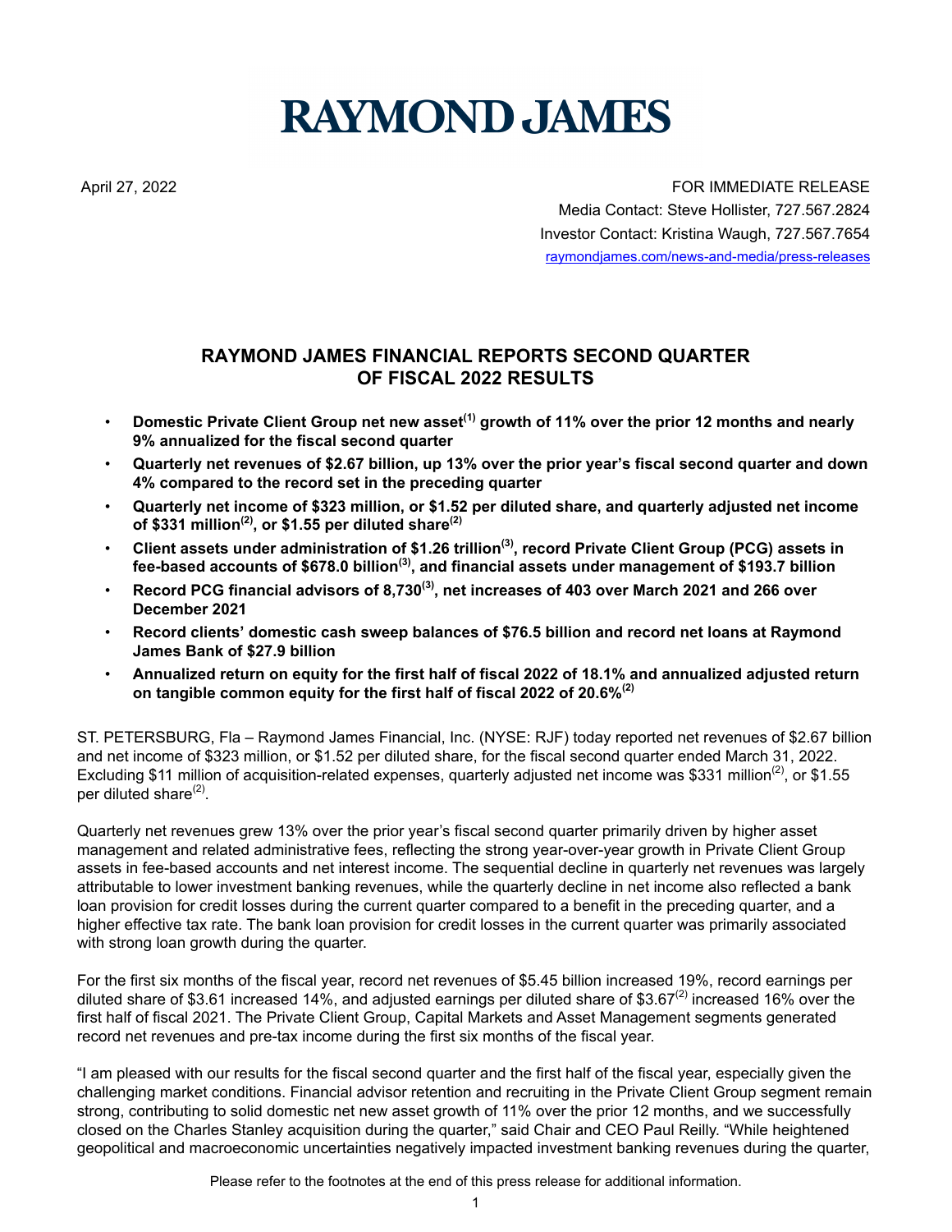# RAYMOND JAMES

April 27, 2022

FOR IMMEDIATE RELEASE
Media Contact: Steve Hollister, 727.567.2824
Investor Contact: Kristina Waugh, 727.567.7654
raymondjames.com/news-and-media/press-releases

## RAYMOND JAMES FINANCIAL REPORTS SECOND QUARTER OF FISCAL 2022 RESULTS

- **Domestic Private Client Group net new asset[1] growth of 11% over the prior 12 months and nearly 9% annualized for the fiscal second quarter**
- **Quarterly net revenues of $2.67 billion, up 13% over the prior year's fiscal second quarter and down 4% compared to the record set in the preceding quarter**
- **Quarterly net income of $323 million, or $1.52 per diluted share, and quarterly adjusted net income of $331 million[2], or $1.55 per diluted share[2]**
- **Client assets under administration of $1.26 trillion[3], record Private Client Group (PCG) assets in fee-based accounts of $678.0 billion[3], and financial assets under management of $193.7 billion**
- **Record PCG financial advisors of 8,730[3], net increases of 403 over March 2021 and 266 over December 2021**
- **Record clients' domestic cash sweep balances of $76.5 billion and record net loans at Raymond James Bank of $27.9 billion**
- **Annualized return on equity for the first half of fiscal 2022 of 18.1% and annualized adjusted return on tangible common equity for the first half of fiscal 2022 of 20.6%[2]**

ST. PETERSBURG, Fla – Raymond James Financial, Inc. (NYSE: RJF) today reported net revenues of $2.67 billion and net income of $323 million, or $1.52 per diluted share, for the fiscal second quarter ended March 31, 2022. Excluding $11 million of acquisition-related expenses, quarterly adjusted net income was $331 million[2], or $1.55 per diluted share[2].

Quarterly net revenues grew 13% over the prior year's fiscal second quarter primarily driven by higher asset management and related administrative fees, reflecting the strong year-over-year growth in Private Client Group assets in fee-based accounts and net interest income. The sequential decline in quarterly net revenues was largely attributable to lower investment banking revenues, while the quarterly decline in net income also reflected a bank loan provision for credit losses during the current quarter compared to a benefit in the preceding quarter, and a higher effective tax rate. The bank loan provision for credit losses in the current quarter was primarily associated with strong loan growth during the quarter.

For the first six months of the fiscal year, record net revenues of $5.45 billion increased 19%, record earnings per diluted share of $3.61 increased 14%, and adjusted earnings per diluted share of $3.67[2] increased 16% over the first half of fiscal 2021. The Private Client Group, Capital Markets and Asset Management segments generated record net revenues and pre-tax income during the first six months of the fiscal year.

"I am pleased with our results for the fiscal second quarter and the first half of the fiscal year, especially given the challenging market conditions. Financial advisor retention and recruiting in the Private Client Group segment remain strong, contributing to solid domestic net new asset growth of 11% over the prior 12 months, and we successfully closed on the Charles Stanley acquisition during the quarter," said Chair and CEO Paul Reilly. "While heightened geopolitical and macroeconomic uncertainties negatively impacted investment banking revenues during the quarter,

Please refer to the footnotes at the end of this press release for additional information.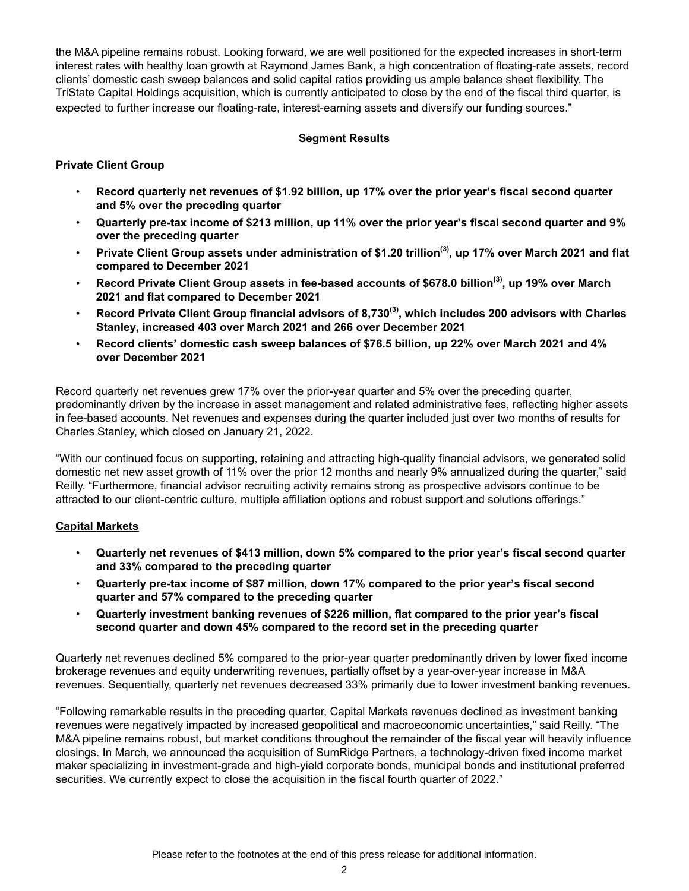the M&A pipeline remains robust. Looking forward, we are well positioned for the expected increases in short-term interest rates with healthy loan growth at Raymond James Bank, a high concentration of floating-rate assets, record clients' domestic cash sweep balances and solid capital ratios providing us ample balance sheet flexibility. The TriState Capital Holdings acquisition, which is currently anticipated to close by the end of the fiscal third quarter, is expected to further increase our floating-rate, interest-earning assets and diversify our funding sources."

## Segment Results

### Private Client Group

- **Record quarterly net revenues of $1.92 billion, up 17% over the prior year's fiscal second quarter and 5% over the preceding quarter**
- **Quarterly pre-tax income of $213 million, up 11% over the prior year's fiscal second quarter and 9% over the preceding quarter**
- **Private Client Group assets under administration of $1.20 trillion[(3)], up 17% over March 2021 and flat compared to December 2021**
- **Record Private Client Group assets in fee-based accounts of $678.0 billion[(3)], up 19% over March 2021 and flat compared to December 2021**
- **Record Private Client Group financial advisors of 8,730[(3)], which includes 200 advisors with Charles Stanley, increased 403 over March 2021 and 266 over December 2021**
- **Record clients' domestic cash sweep balances of $76.5 billion, up 22% over March 2021 and 4% over December 2021**

Record quarterly net revenues grew 17% over the prior-year quarter and 5% over the preceding quarter, predominantly driven by the increase in asset management and related administrative fees, reflecting higher assets in fee-based accounts. Net revenues and expenses during the quarter included just over two months of results for Charles Stanley, which closed on January 21, 2022.

"With our continued focus on supporting, retaining and attracting high-quality financial advisors, we generated solid domestic net new asset growth of 11% over the prior 12 months and nearly 9% annualized during the quarter," said Reilly. "Furthermore, financial advisor recruiting activity remains strong as prospective advisors continue to be attracted to our client-centric culture, multiple affiliation options and robust support and solutions offerings."

### Capital Markets

- **Quarterly net revenues of $413 million, down 5% compared to the prior year's fiscal second quarter and 33% compared to the preceding quarter**
- **Quarterly pre-tax income of $87 million, down 17% compared to the prior year's fiscal second quarter and 57% compared to the preceding quarter**
- **Quarterly investment banking revenues of $226 million, flat compared to the prior year's fiscal second quarter and down 45% compared to the record set in the preceding quarter**

Quarterly net revenues declined 5% compared to the prior-year quarter predominantly driven by lower fixed income brokerage revenues and equity underwriting revenues, partially offset by a year-over-year increase in M&A revenues. Sequentially, quarterly net revenues decreased 33% primarily due to lower investment banking revenues.

"Following remarkable results in the preceding quarter, Capital Markets revenues declined as investment banking revenues were negatively impacted by increased geopolitical and macroeconomic uncertainties," said Reilly. "The M&A pipeline remains robust, but market conditions throughout the remainder of the fiscal year will heavily influence closings. In March, we announced the acquisition of SumRidge Partners, a technology-driven fixed income market maker specializing in investment-grade and high-yield corporate bonds, municipal bonds and institutional preferred securities. We currently expect to close the acquisition in the fiscal fourth quarter of 2022."

Please refer to the footnotes at the end of this press release for additional information.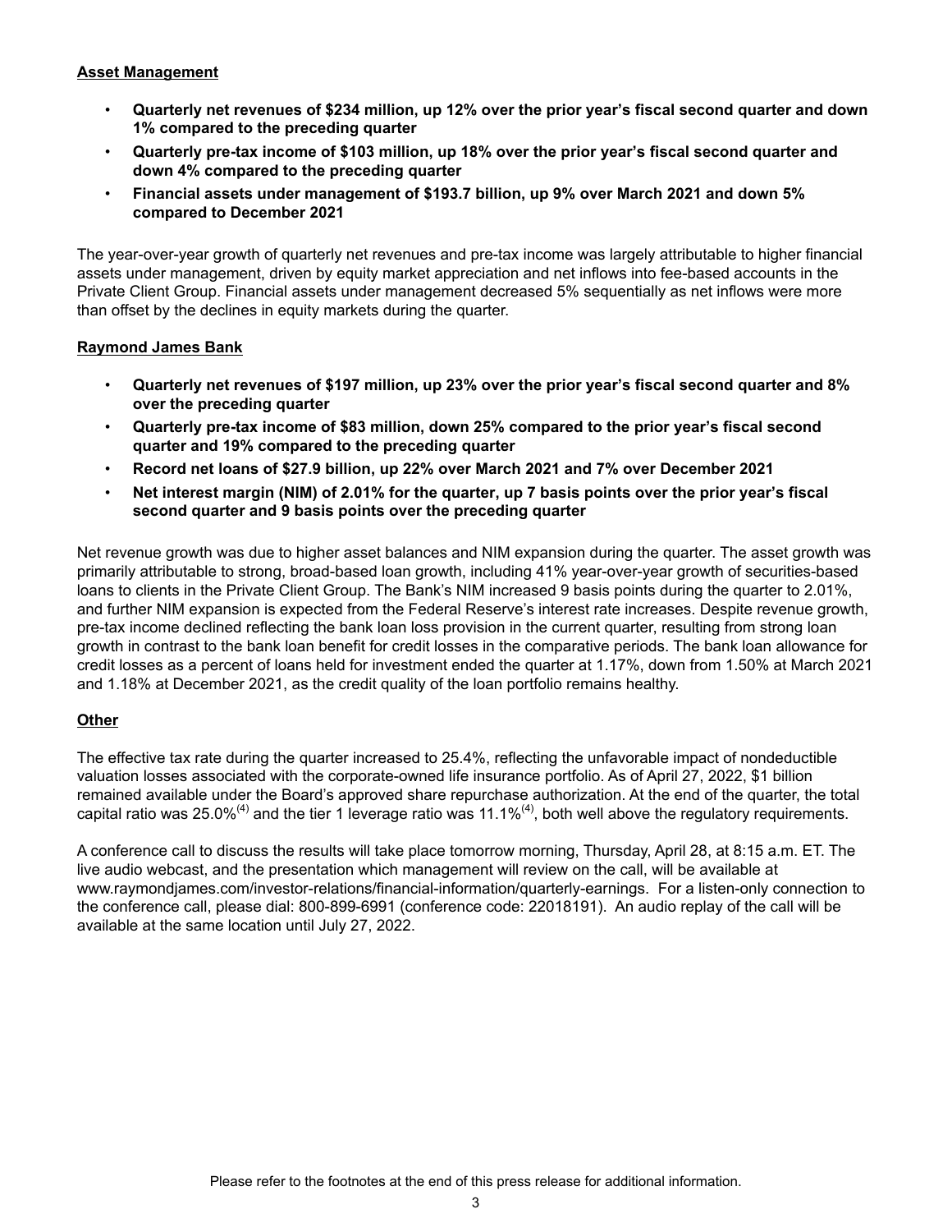**Asset Management**

- **Quarterly net revenues of $234 million, up 12% over the prior year's fiscal second quarter and down 1% compared to the preceding quarter**
- **Quarterly pre-tax income of $103 million, up 18% over the prior year's fiscal second quarter and down 4% compared to the preceding quarter**
- **Financial assets under management of $193.7 billion, up 9% over March 2021 and down 5% compared to December 2021**

The year-over-year growth of quarterly net revenues and pre-tax income was largely attributable to higher financial assets under management, driven by equity market appreciation and net inflows into fee-based accounts in the Private Client Group. Financial assets under management decreased 5% sequentially as net inflows were more than offset by the declines in equity markets during the quarter.

**Raymond James Bank**

- **Quarterly net revenues of $197 million, up 23% over the prior year's fiscal second quarter and 8% over the preceding quarter**
- **Quarterly pre-tax income of $83 million, down 25% compared to the prior year's fiscal second quarter and 19% compared to the preceding quarter**
- **Record net loans of $27.9 billion, up 22% over March 2021 and 7% over December 2021**
- **Net interest margin (NIM) of 2.01% for the quarter, up 7 basis points over the prior year's fiscal second quarter and 9 basis points over the preceding quarter**

Net revenue growth was due to higher asset balances and NIM expansion during the quarter. The asset growth was primarily attributable to strong, broad-based loan growth, including 41% year-over-year growth of securities-based loans to clients in the Private Client Group. The Bank's NIM increased 9 basis points during the quarter to 2.01%, and further NIM expansion is expected from the Federal Reserve's interest rate increases. Despite revenue growth, pre-tax income declined reflecting the bank loan loss provision in the current quarter, resulting from strong loan growth in contrast to the bank loan benefit for credit losses in the comparative periods. The bank loan allowance for credit losses as a percent of loans held for investment ended the quarter at 1.17%, down from 1.50% at March 2021 and 1.18% at December 2021, as the credit quality of the loan portfolio remains healthy.

**Other**

The effective tax rate during the quarter increased to 25.4%, reflecting the unfavorable impact of nondeductible valuation losses associated with the corporate-owned life insurance portfolio. As of April 27, 2022, $1 billion remained available under the Board's approved share repurchase authorization. At the end of the quarter, the total capital ratio was 25.0%[(4)] and the tier 1 leverage ratio was 11.1%[(4)], both well above the regulatory requirements.

A conference call to discuss the results will take place tomorrow morning, Thursday, April 28, at 8:15 a.m. ET. The live audio webcast, and the presentation which management will review on the call, will be available at www.raymondjames.com/investor-relations/financial-information/quarterly-earnings. For a listen-only connection to the conference call, please dial: 800-899-6991 (conference code: 22018191). An audio replay of the call will be available at the same location until July 27, 2022.

Please refer to the footnotes at the end of this press release for additional information.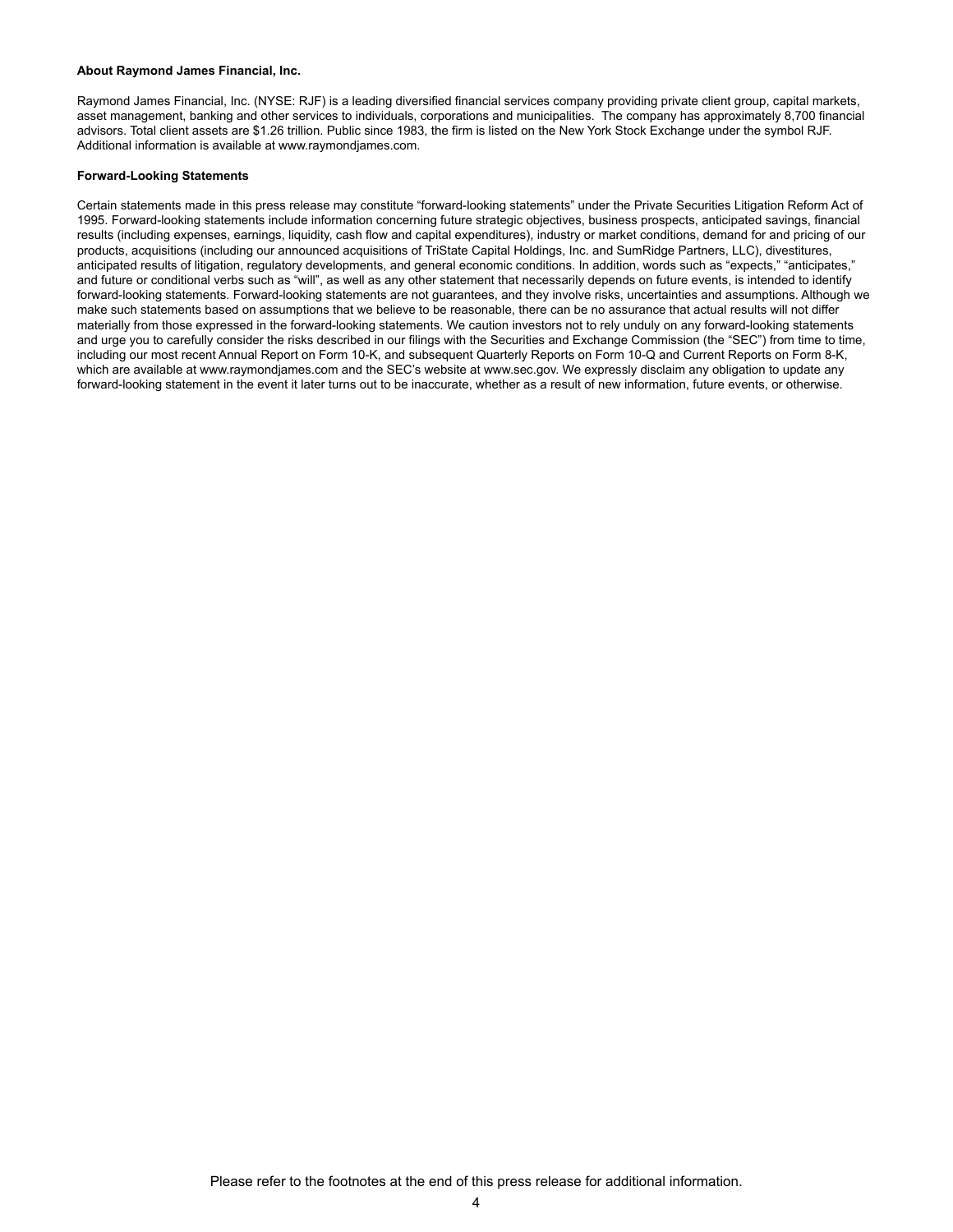**About Raymond James Financial, Inc.**

Raymond James Financial, Inc. (NYSE: RJF) is a leading diversified financial services company providing private client group, capital markets, asset management, banking and other services to individuals, corporations and municipalities.  The company has approximately 8,700 financial advisors. Total client assets are $1.26 trillion. Public since 1983, the firm is listed on the New York Stock Exchange under the symbol RJF. Additional information is available at www.raymondjames.com.

**Forward-Looking Statements**

Certain statements made in this press release may constitute "forward-looking statements" under the Private Securities Litigation Reform Act of 1995. Forward-looking statements include information concerning future strategic objectives, business prospects, anticipated savings, financial results (including expenses, earnings, liquidity, cash flow and capital expenditures), industry or market conditions, demand for and pricing of our products, acquisitions (including our announced acquisitions of TriState Capital Holdings, Inc. and SumRidge Partners, LLC), divestitures, anticipated results of litigation, regulatory developments, and general economic conditions. In addition, words such as "expects," "anticipates," and future or conditional verbs such as "will", as well as any other statement that necessarily depends on future events, is intended to identify forward-looking statements. Forward-looking statements are not guarantees, and they involve risks, uncertainties and assumptions. Although we make such statements based on assumptions that we believe to be reasonable, there can be no assurance that actual results will not differ materially from those expressed in the forward-looking statements. We caution investors not to rely unduly on any forward-looking statements and urge you to carefully consider the risks described in our filings with the Securities and Exchange Commission (the "SEC") from time to time, including our most recent Annual Report on Form 10-K, and subsequent Quarterly Reports on Form 10-Q and Current Reports on Form 8-K, which are available at www.raymondjames.com and the SEC's website at www.sec.gov. We expressly disclaim any obligation to update any forward-looking statement in the event it later turns out to be inaccurate, whether as a result of new information, future events, or otherwise.

Please refer to the footnotes at the end of this press release for additional information.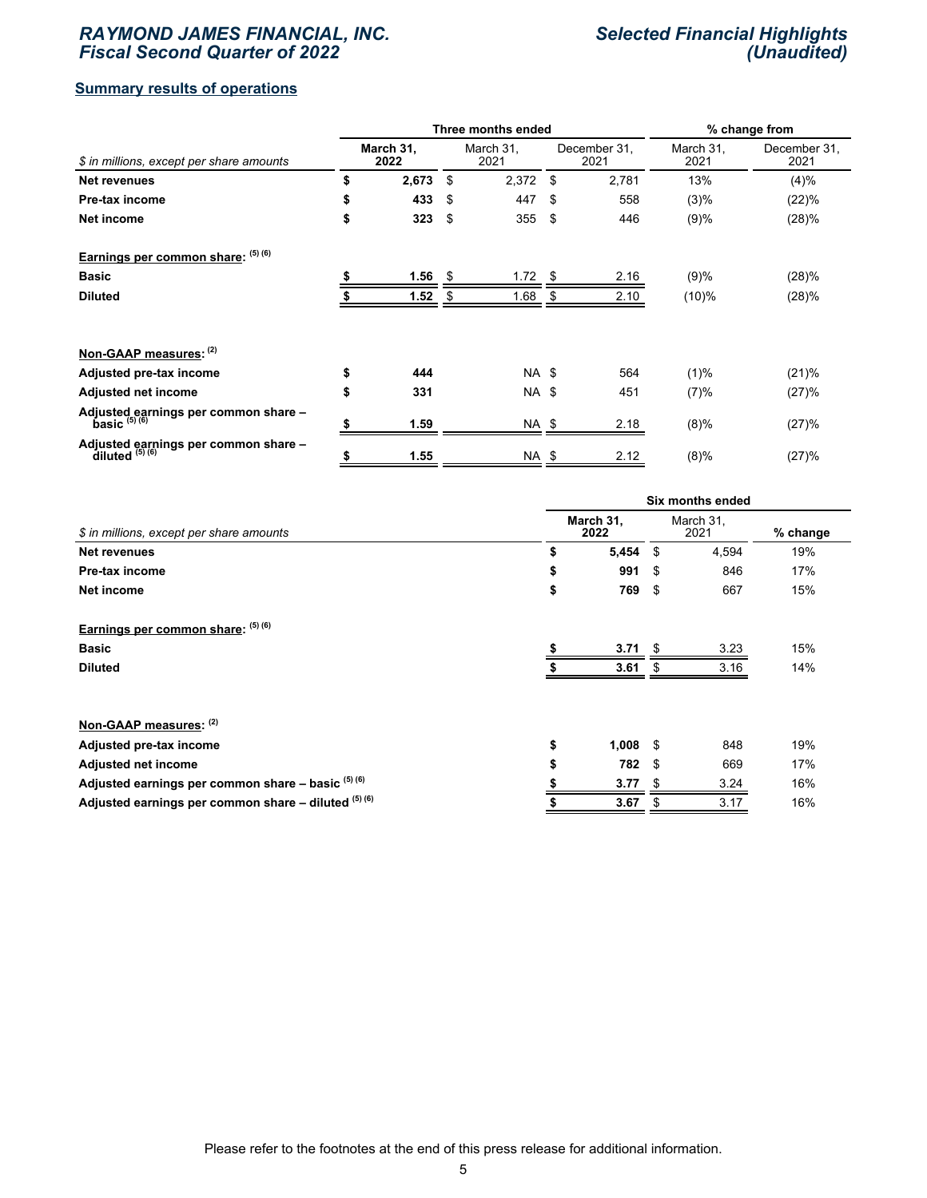## Summary results of operations

| $ in millions, except per share amounts | Three months ended March 31, 2022 | Three months ended March 31, 2021 | Three months ended December 31, 2021 | % change from March 31, 2021 | % change from December 31, 2021 |
|---|---|---|---|---|---|
| **Net revenues** | **$ 2,673** | $ 2,372 | $ 2,781 | 13% | (4)% |
| **Pre-tax income** | **$ 433** | $ 447 | $ 558 | (3)% | (22)% |
| **Net income** | **$ 323** | $ 355 | $ 446 | (9)% | (28)% |
| **Earnings per common share:** (5) (6) | | | | | |
| **Basic** | **$ 1.56** | $ 1.72 | $ 2.16 | (9)% | (28)% |
| **Diluted** | **$ 1.52** | $ 1.68 | $ 2.10 | (10)% | (28)% |
| **Non-GAAP measures:** (2) | | | | | |
| **Adjusted pre-tax income** | **$ 444** | NA | $ 564 | (1)% | (21)% |
| **Adjusted net income** | **$ 331** | NA | $ 451 | (7)% | (27)% |
| **Adjusted earnings per common share – basic** (5) (6) | **$ 1.59** | NA | $ 2.18 | (8)% | (27)% |
| **Adjusted earnings per common share – diluted** (5) (6) | **$ 1.55** | NA | $ 2.12 | (8)% | (27)% |

| $ in millions, except per share amounts | Six months ended March 31, 2022 | Six months ended March 31, 2021 | % change |
|---|---|---|---|
| **Net revenues** | **$ 5,454** | $ 4,594 | 19% |
| **Pre-tax income** | **$ 991** | $ 846 | 17% |
| **Net income** | **$ 769** | $ 667 | 15% |
| **Earnings per common share:** (5) (6) | | | |
| **Basic** | **$ 3.71** | $ 3.23 | 15% |
| **Diluted** | **$ 3.61** | $ 3.16 | 14% |
| **Non-GAAP measures:** (2) | | | |
| **Adjusted pre-tax income** | **$ 1,008** | $ 848 | 19% |
| **Adjusted net income** | **$ 782** | $ 669 | 17% |
| **Adjusted earnings per common share – basic** (5) (6) | **$ 3.77** | $ 3.24 | 16% |
| **Adjusted earnings per common share – diluted** (5) (6) | **$ 3.67** | $ 3.17 | 16% |

Please refer to the footnotes at the end of this press release for additional information.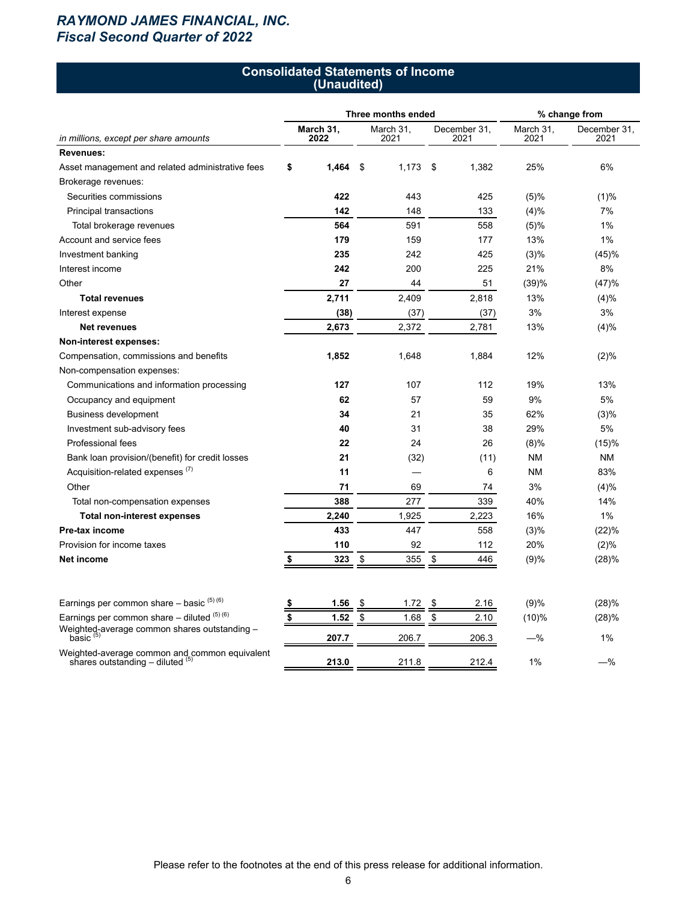# Consolidated Statements of Income
## (Unaudited)

| *in millions, except per share amounts* | Three months ended | | | % change from | |
|---|---|---|---|---|---|
| | **March 31, 2022** | March 31, 2021 | December 31, 2021 | March 31, 2021 | December 31, 2021 |
| **Revenues:** | | | | | |
| Asset management and related administrative fees | **$ 1,464** | $ 1,173 | $ 1,382 | 25% | 6% |
| Brokerage revenues: | | | | | |
| Securities commissions | **422** | 443 | 425 | (5)% | (1)% |
| Principal transactions | **142** | 148 | 133 | (4)% | 7% |
| Total brokerage revenues | **564** | 591 | 558 | (5)% | 1% |
| Account and service fees | **179** | 159 | 177 | 13% | 1% |
| Investment banking | **235** | 242 | 425 | (3)% | (45)% |
| Interest income | **242** | 200 | 225 | 21% | 8% |
| Other | **27** | 44 | 51 | (39)% | (47)% |
| **Total revenues** | **2,711** | 2,409 | 2,818 | 13% | (4)% |
| Interest expense | **(38)** | (37) | (37) | 3% | 3% |
| **Net revenues** | **2,673** | 2,372 | 2,781 | 13% | (4)% |
| **Non-interest expenses:** | | | | | |
| Compensation, commissions and benefits | **1,852** | 1,648 | 1,884 | 12% | (2)% |
| Non-compensation expenses: | | | | | |
| Communications and information processing | **127** | 107 | 112 | 19% | 13% |
| Occupancy and equipment | **62** | 57 | 59 | 9% | 5% |
| Business development | **34** | 21 | 35 | 62% | (3)% |
| Investment sub-advisory fees | **40** | 31 | 38 | 29% | 5% |
| Professional fees | **22** | 24 | 26 | (8)% | (15)% |
| Bank loan provision/(benefit) for credit losses | **21** | (32) | (11) | NM | NM |
| Acquisition-related expenses [7] | **11** | — | 6 | NM | 83% |
| Other | **71** | 69 | 74 | 3% | (4)% |
| Total non-compensation expenses | **388** | 277 | 339 | 40% | 14% |
| **Total non-interest expenses** | **2,240** | 1,925 | 2,223 | 16% | 1% |
| **Pre-tax income** | **433** | 447 | 558 | (3)% | (22)% |
| Provision for income taxes | **110** | 92 | 112 | 20% | (2)% |
| **Net income** | **$ 323** | $ 355 | $ 446 | (9)% | (28)% |
| | | | | | |
| Earnings per common share – basic [5] [6] | **$ 1.56** | $ 1.72 | $ 2.16 | (9)% | (28)% |
| Earnings per common share – diluted [5] [6] | **$ 1.52** | $ 1.68 | $ 2.10 | (10)% | (28)% |
| Weighted-average common shares outstanding – basic [5] | **207.7** | 206.7 | 206.3 | —% | 1% |
| Weighted-average common and common equivalent shares outstanding – diluted [5] | **213.0** | 211.8 | 212.4 | 1% | —% |

Please refer to the footnotes at the end of this press release for additional information.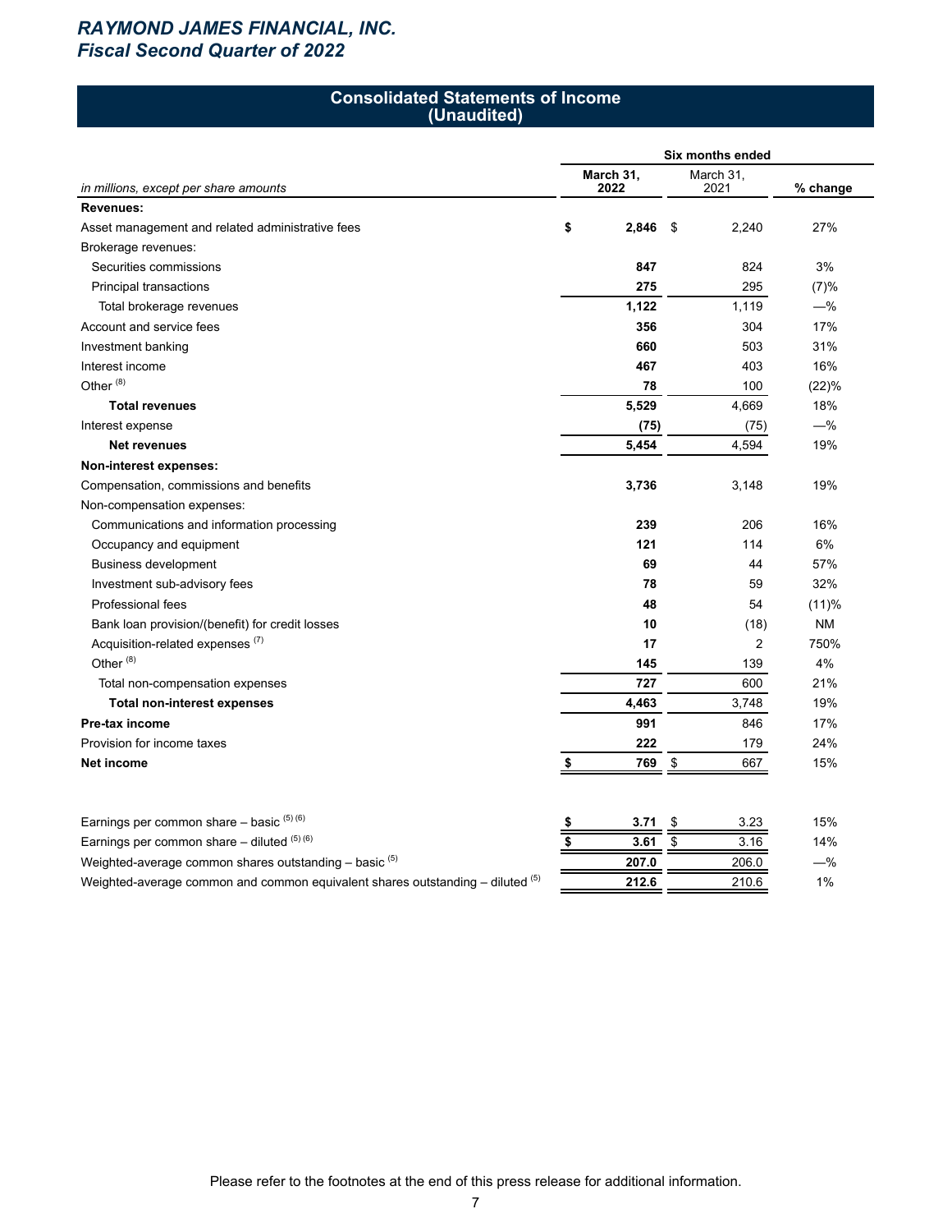# *RAYMOND JAMES FINANCIAL, INC.*
## *Fiscal Second Quarter of 2022*

### Consolidated Statements of Income (Unaudited)

| *in millions, except per share amounts* | Six months ended | | |
|---|---|---|---|
| | **March 31, 2022** | March 31, 2021 | **% change** |
| **Revenues:** | | | |
| Asset management and related administrative fees | **$ 2,846** | $ 2,240 | 27% |
| Brokerage revenues: | | | |
| Securities commissions | **847** | 824 | 3% |
| Principal transactions | **275** | 295 | (7)% |
| Total brokerage revenues | **1,122** | 1,119 | —% |
| Account and service fees | **356** | 304 | 17% |
| Investment banking | **660** | 503 | 31% |
| Interest income | **467** | 403 | 16% |
| Other [8] | **78** | 100 | (22)% |
| **Total revenues** | **5,529** | 4,669 | 18% |
| Interest expense | **(75)** | (75) | —% |
| **Net revenues** | **5,454** | 4,594 | 19% |
| **Non-interest expenses:** | | | |
| Compensation, commissions and benefits | **3,736** | 3,148 | 19% |
| Non-compensation expenses: | | | |
| Communications and information processing | **239** | 206 | 16% |
| Occupancy and equipment | **121** | 114 | 6% |
| Business development | **69** | 44 | 57% |
| Investment sub-advisory fees | **78** | 59 | 32% |
| Professional fees | **48** | 54 | (11)% |
| Bank loan provision/(benefit) for credit losses | **10** | (18) | NM |
| Acquisition-related expenses [7] | **17** | 2 | 750% |
| Other [8] | **145** | 139 | 4% |
| Total non-compensation expenses | **727** | 600 | 21% |
| **Total non-interest expenses** | **4,463** | 3,748 | 19% |
| **Pre-tax income** | **991** | 846 | 17% |
| Provision for income taxes | **222** | 179 | 24% |
| **Net income** | **$ 769** | $ 667 | 15% |
| | | | |
| Earnings per common share – basic [5] [6] | **$ 3.71** | $ 3.23 | 15% |
| Earnings per common share – diluted [5] [6] | **$ 3.61** | $ 3.16 | 14% |
| Weighted-average common shares outstanding – basic [5] | **207.0** | 206.0 | —% |
| Weighted-average common and common equivalent shares outstanding – diluted [5] | **212.6** | 210.6 | 1% |

Please refer to the footnotes at the end of this press release for additional information.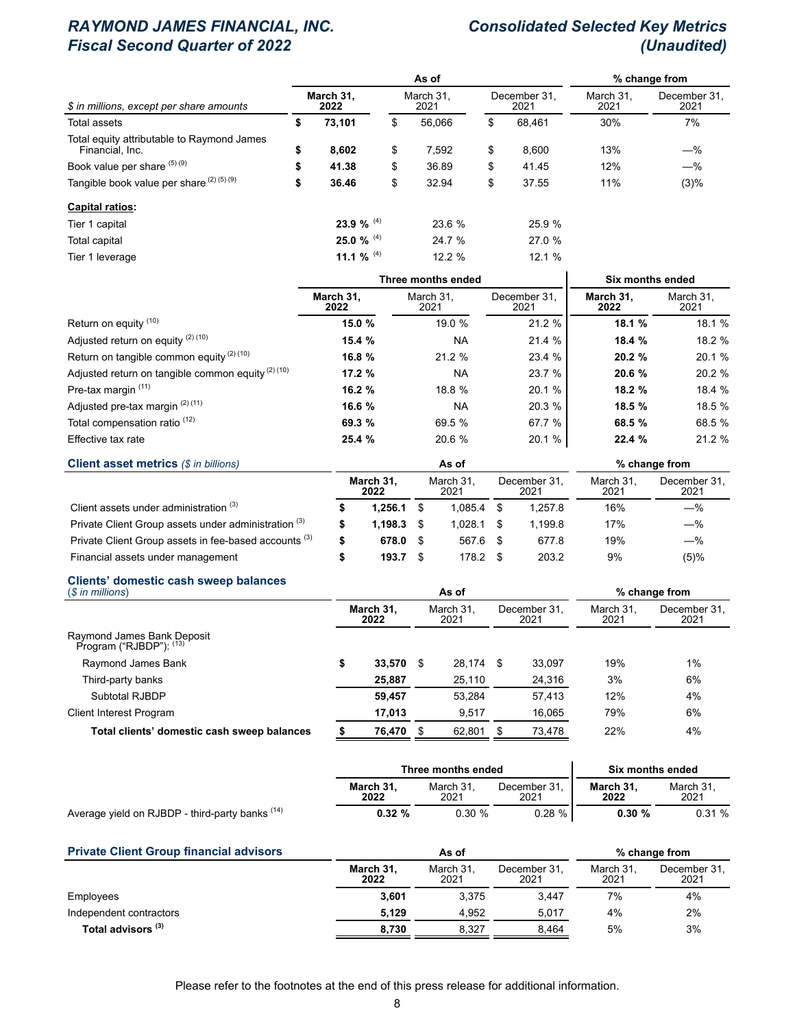# RAYMOND JAMES FINANCIAL, INC.
# Fiscal Second Quarter of 2022

## Consolidated Selected Key Metrics (Unaudited)

| $ in millions, except per share amounts | As of March 31, 2022 | As of March 31, 2021 | As of December 31, 2021 | % change from March 31, 2021 | % change from December 31, 2021 |
|---|---|---|---|---|---|
| Total assets | $ 73,101 | $ 56,066 | $ 68,461 | 30% | 7% |
| Total equity attributable to Raymond James Financial, Inc. | $ 8,602 | $ 7,592 | $ 8,600 | 13% | —% |
| Book value per share (5) (9) | $ 41.38 | $ 36.89 | $ 41.45 | 12% | —% |
| Tangible book value per share (2) (5) (9) | $ 36.46 | $ 32.94 | $ 37.55 | 11% | (3)% |
| **Capital ratios:** | | | | | |
| Tier 1 capital | 23.9 % (4) | 23.6 % | 25.9 % | | |
| Total capital | 25.0 % (4) | 24.7 % | 27.0 % | | |
| Tier 1 leverage | 11.1 % (4) | 12.2 % | 12.1 % | | |

| | Three months ended March 31, 2022 | Three months ended March 31, 2021 | Three months ended December 31, 2021 | Six months ended March 31, 2022 | Six months ended March 31, 2021 |
|---|---|---|---|---|---|
| Return on equity (10) | 15.0 % | 19.0 % | 21.2 % | 18.1 % | 18.1 % |
| Adjusted return on equity (2) (10) | 15.4 % | NA | 21.4 % | 18.4 % | 18.2 % |
| Return on tangible common equity (2) (10) | 16.8 % | 21.2 % | 23.4 % | 20.2 % | 20.1 % |
| Adjusted return on tangible common equity (2) (10) | 17.2 % | NA | 23.7 % | 20.6 % | 20.2 % |
| Pre-tax margin (11) | 16.2 % | 18.8 % | 20.1 % | 18.2 % | 18.4 % |
| Adjusted pre-tax margin (2) (11) | 16.6 % | NA | 20.3 % | 18.5 % | 18.5 % |
| Total compensation ratio (12) | 69.3 % | 69.5 % | 67.7 % | 68.5 % | 68.5 % |
| Effective tax rate | 25.4 % | 20.6 % | 20.1 % | 22.4 % | 21.2 % |

### Client asset metrics *($ in billions)*

| | As of March 31, 2022 | As of March 31, 2021 | As of December 31, 2021 | % change from March 31, 2021 | % change from December 31, 2021 |
|---|---|---|---|---|---|
| Client assets under administration (3) | $ 1,256.1 | $ 1,085.4 | $ 1,257.8 | 16% | —% |
| Private Client Group assets under administration (3) | $ 1,198.3 | $ 1,028.1 | $ 1,199.8 | 17% | —% |
| Private Client Group assets in fee-based accounts (3) | $ 678.0 | $ 567.6 | $ 677.8 | 19% | —% |
| Financial assets under management | $ 193.7 | $ 178.2 | $ 203.2 | 9% | (5)% |

### Clients' domestic cash sweep balances *($ in millions)*

| | As of March 31, 2022 | As of March 31, 2021 | As of December 31, 2021 | % change from March 31, 2021 | % change from December 31, 2021 |
|---|---|---|---|---|---|
| Raymond James Bank Deposit Program ("RJBDP"): (13) | | | | | |
| Raymond James Bank | $ 33,570 | $ 28,174 | $ 33,097 | 19% | 1% |
| Third-party banks | 25,887 | 25,110 | 24,316 | 3% | 6% |
| Subtotal RJBDP | 59,457 | 53,284 | 57,413 | 12% | 4% |
| Client Interest Program | 17,013 | 9,517 | 16,065 | 79% | 6% |
| **Total clients' domestic cash sweep balances** | $ 76,470 | $ 62,801 | $ 73,478 | 22% | 4% |

| | Three months ended March 31, 2022 | Three months ended March 31, 2021 | Three months ended December 31, 2021 | Six months ended March 31, 2022 | Six months ended March 31, 2021 |
|---|---|---|---|---|---|
| Average yield on RJBDP - third-party banks (14) | 0.32 % | 0.30 % | 0.28 % | 0.30 % | 0.31 % |

### Private Client Group financial advisors

| | As of March 31, 2022 | As of March 31, 2021 | As of December 31, 2021 | % change from March 31, 2021 | % change from December 31, 2021 |
|---|---|---|---|---|---|
| Employees | 3,601 | 3,375 | 3,447 | 7% | 4% |
| Independent contractors | 5,129 | 4,952 | 5,017 | 4% | 2% |
| **Total advisors (3)** | 8,730 | 8,327 | 8,464 | 5% | 3% |

Please refer to the footnotes at the end of this press release for additional information.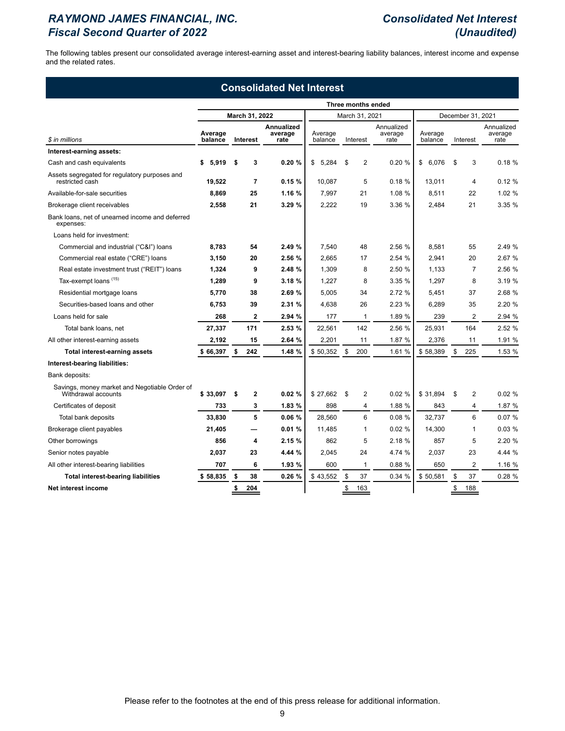The following tables present our consolidated average interest-earning asset and interest-bearing liability balances, interest income and expense and the related rates.

## Consolidated Net Interest

| $ in millions | Three months ended | | | | | | | | |
|---|---|---|---|---|---|---|---|---|---|
| | March 31, 2022 | | | March 31, 2021 | | | December 31, 2021 | | |
| | Average balance | Interest | Annualized average rate | Average balance | Interest | Annualized average rate | Average balance | Interest | Annualized average rate |
| **Interest-earning assets:** | | | | | | | | | |
| Cash and cash equivalents | **$ 5,919** | **$ 3** | **0.20 %** | $ 5,284 | $ 2 | 0.20 % | $ 6,076 | $ 3 | 0.18 % |
| Assets segregated for regulatory purposes and restricted cash | **19,522** | **7** | **0.15 %** | 10,087 | 5 | 0.18 % | 13,011 | 4 | 0.12 % |
| Available-for-sale securities | **8,869** | **25** | **1.16 %** | 7,997 | 21 | 1.08 % | 8,511 | 22 | 1.02 % |
| Brokerage client receivables | **2,558** | **21** | **3.29 %** | 2,222 | 19 | 3.36 % | 2,484 | 21 | 3.35 % |
| Bank loans, net of unearned income and deferred expenses: | | | | | | | | | |
| Loans held for investment: | | | | | | | | | |
| Commercial and industrial ("C&I") loans | **8,783** | **54** | **2.49 %** | 7,540 | 48 | 2.56 % | 8,581 | 55 | 2.49 % |
| Commercial real estate ("CRE") loans | **3,150** | **20** | **2.56 %** | 2,665 | 17 | 2.54 % | 2,941 | 20 | 2.67 % |
| Real estate investment trust ("REIT") loans | **1,324** | **9** | **2.48 %** | 1,309 | 8 | 2.50 % | 1,133 | 7 | 2.56 % |
| Tax-exempt loans [15] | **1,289** | **9** | **3.18 %** | 1,227 | 8 | 3.35 % | 1,297 | 8 | 3.19 % |
| Residential mortgage loans | **5,770** | **38** | **2.69 %** | 5,005 | 34 | 2.72 % | 5,451 | 37 | 2.68 % |
| Securities-based loans and other | **6,753** | **39** | **2.31 %** | 4,638 | 26 | 2.23 % | 6,289 | 35 | 2.20 % |
| Loans held for sale | **268** | **2** | **2.94 %** | 177 | 1 | 1.89 % | 239 | 2 | 2.94 % |
| Total bank loans, net | **27,337** | **171** | **2.53 %** | 22,561 | 142 | 2.56 % | 25,931 | 164 | 2.52 % |
| All other interest-earning assets | **2,192** | **15** | **2.64 %** | 2,201 | 11 | 1.87 % | 2,376 | 11 | 1.91 % |
| **Total interest-earning assets** | **$ 66,397** | **$ 242** | **1.48 %** | $ 50,352 | $ 200 | 1.61 % | $ 58,389 | $ 225 | 1.53 % |
| **Interest-bearing liabilities:** | | | | | | | | | |
| Bank deposits: | | | | | | | | | |
| Savings, money market and Negotiable Order of Withdrawal accounts | **$ 33,097** | **$ 2** | **0.02 %** | $ 27,662 | $ 2 | 0.02 % | $ 31,894 | $ 2 | 0.02 % |
| Certificates of deposit | **733** | **3** | **1.83 %** | 898 | 4 | 1.88 % | 843 | 4 | 1.87 % |
| Total bank deposits | **33,830** | **5** | **0.06 %** | 28,560 | 6 | 0.08 % | 32,737 | 6 | 0.07 % |
| Brokerage client payables | **21,405** | **—** | **0.01 %** | 11,485 | 1 | 0.02 % | 14,300 | 1 | 0.03 % |
| Other borrowings | **856** | **4** | **2.15 %** | 862 | 5 | 2.18 % | 857 | 5 | 2.20 % |
| Senior notes payable | **2,037** | **23** | **4.44 %** | 2,045 | 24 | 4.74 % | 2,037 | 23 | 4.44 % |
| All other interest-bearing liabilities | **707** | **6** | **1.93 %** | 600 | 1 | 0.88 % | 650 | 2 | 1.16 % |
| **Total interest-bearing liabilities** | **$ 58,835** | **$ 38** | **0.26 %** | $ 43,552 | $ 37 | 0.34 % | $ 50,581 | $ 37 | 0.28 % |
| **Net interest income** | | **$ 204** | | | $ 163 | | | $ 188 | |

Please refer to the footnotes at the end of this press release for additional information.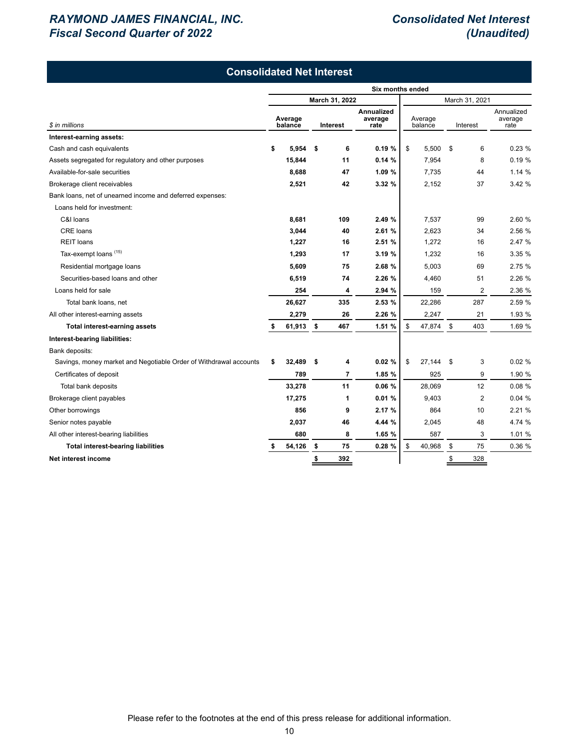## Consolidated Net Interest

| $ in millions | Six months ended | | | | | |
|---|---|---|---|---|---|---|
| | **March 31, 2022** | | | March 31, 2021 | | |
| | **Average balance** | **Interest** | **Annualized average rate** | Average balance | Interest | Annualized average rate |
| **Interest-earning assets:** | | | | | | |
| Cash and cash equivalents | **$ 5,954** | **$ 6** | **0.19 %** | $ 5,500 | $ 6 | 0.23 % |
| Assets segregated for regulatory and other purposes | **15,844** | **11** | **0.14 %** | 7,954 | 8 | 0.19 % |
| Available-for-sale securities | **8,688** | **47** | **1.09 %** | 7,735 | 44 | 1.14 % |
| Brokerage client receivables | **2,521** | **42** | **3.32 %** | 2,152 | 37 | 3.42 % |
| Bank loans, net of unearned income and deferred expenses: | | | | | | |
| Loans held for investment: | | | | | | |
| C&I loans | **8,681** | **109** | **2.49 %** | 7,537 | 99 | 2.60 % |
| CRE loans | **3,044** | **40** | **2.61 %** | 2,623 | 34 | 2.56 % |
| REIT loans | **1,227** | **16** | **2.51 %** | 1,272 | 16 | 2.47 % |
| Tax-exempt loans [15] | **1,293** | **17** | **3.19 %** | 1,232 | 16 | 3.35 % |
| Residential mortgage loans | **5,609** | **75** | **2.68 %** | 5,003 | 69 | 2.75 % |
| Securities-based loans and other | **6,519** | **74** | **2.26 %** | 4,460 | 51 | 2.26 % |
| Loans held for sale | **254** | **4** | **2.94 %** | 159 | 2 | 2.36 % |
| Total bank loans, net | **26,627** | **335** | **2.53 %** | 22,286 | 287 | 2.59 % |
| All other interest-earning assets | **2,279** | **26** | **2.26 %** | 2,247 | 21 | 1.93 % |
| **Total interest-earning assets** | **$ 61,913** | **$ 467** | **1.51 %** | $ 47,874 | $ 403 | 1.69 % |
| **Interest-bearing liabilities:** | | | | | | |
| Bank deposits: | | | | | | |
| Savings, money market and Negotiable Order of Withdrawal accounts | **$ 32,489** | **$ 4** | **0.02 %** | $ 27,144 | $ 3 | 0.02 % |
| Certificates of deposit | **789** | **7** | **1.85 %** | 925 | 9 | 1.90 % |
| Total bank deposits | **33,278** | **11** | **0.06 %** | 28,069 | 12 | 0.08 % |
| Brokerage client payables | **17,275** | **1** | **0.01 %** | 9,403 | 2 | 0.04 % |
| Other borrowings | **856** | **9** | **2.17 %** | 864 | 10 | 2.21 % |
| Senior notes payable | **2,037** | **46** | **4.44 %** | 2,045 | 48 | 4.74 % |
| All other interest-bearing liabilities | **680** | **8** | **1.65 %** | 587 | 3 | 1.01 % |
| **Total interest-bearing liabilities** | **$ 54,126** | **$ 75** | **0.28 %** | $ 40,968 | $ 75 | 0.36 % |
| **Net interest income** | | **$ 392** | | | $ 328 | |

Please refer to the footnotes at the end of this press release for additional information.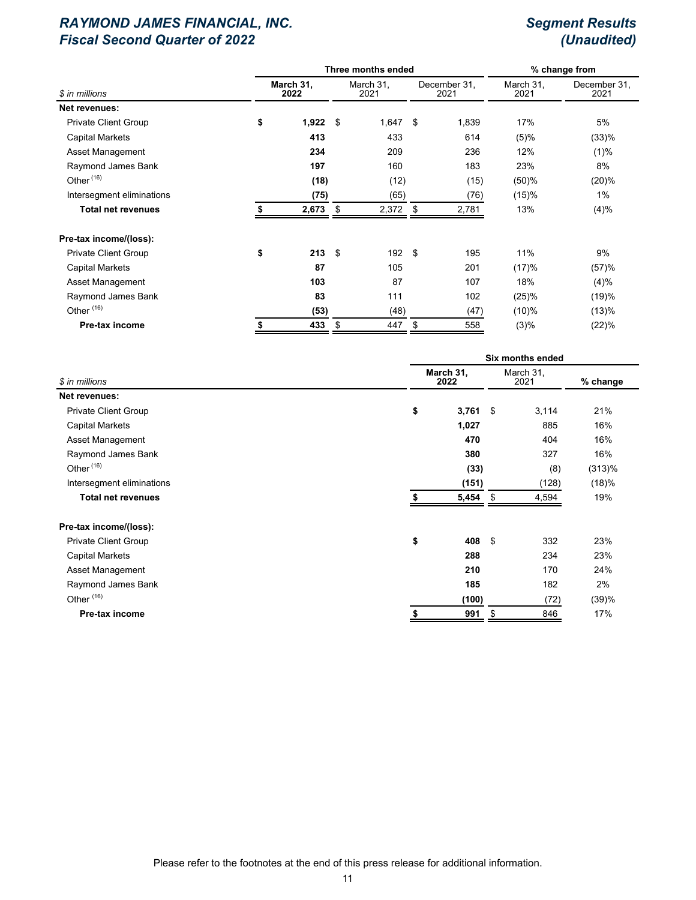# RAYMOND JAMES FINANCIAL, INC.
# Fiscal Second Quarter of 2022

## Segment Results
## (Unaudited)

| $ in millions | Three months ended | | | % change from | |
|---|---|---|---|---|---|
| | **March 31, 2022** | March 31, 2021 | December 31, 2021 | March 31, 2021 | December 31, 2021 |
| **Net revenues:** | | | | | |
| Private Client Group | **$ 1,922** | $ 1,647 | $ 1,839 | 17% | 5% |
| Capital Markets | **413** | 433 | 614 | (5)% | (33)% |
| Asset Management | **234** | 209 | 236 | 12% | (1)% |
| Raymond James Bank | **197** | 160 | 183 | 23% | 8% |
| Other [16] | **(18)** | (12) | (15) | (50)% | (20)% |
| Intersegment eliminations | **(75)** | (65) | (76) | (15)% | 1% |
| **Total net revenues** | **$ 2,673** | $ 2,372 | $ 2,781 | 13% | (4)% |
| | | | | | |
| **Pre-tax income/(loss):** | | | | | |
| Private Client Group | **$ 213** | $ 192 | $ 195 | 11% | 9% |
| Capital Markets | **87** | 105 | 201 | (17)% | (57)% |
| Asset Management | **103** | 87 | 107 | 18% | (4)% |
| Raymond James Bank | **83** | 111 | 102 | (25)% | (19)% |
| Other [16] | **(53)** | (48) | (47) | (10)% | (13)% |
| **Pre-tax income** | **$ 433** | $ 447 | $ 558 | (3)% | (22)% |

| $ in millions | Six months ended | | |
|---|---|---|---|
| | **March 31, 2022** | March 31, 2021 | % change |
| **Net revenues:** | | | |
| Private Client Group | **$ 3,761** | $ 3,114 | 21% |
| Capital Markets | **1,027** | 885 | 16% |
| Asset Management | **470** | 404 | 16% |
| Raymond James Bank | **380** | 327 | 16% |
| Other [16] | **(33)** | (8) | (313)% |
| Intersegment eliminations | **(151)** | (128) | (18)% |
| **Total net revenues** | **$ 5,454** | $ 4,594 | 19% |
| | | | |
| **Pre-tax income/(loss):** | | | |
| Private Client Group | **$ 408** | $ 332 | 23% |
| Capital Markets | **288** | 234 | 23% |
| Asset Management | **210** | 170 | 24% |
| Raymond James Bank | **185** | 182 | 2% |
| Other [16] | **(100)** | (72) | (39)% |
| **Pre-tax income** | **$ 991** | $ 846 | 17% |

Please refer to the footnotes at the end of this press release for additional information.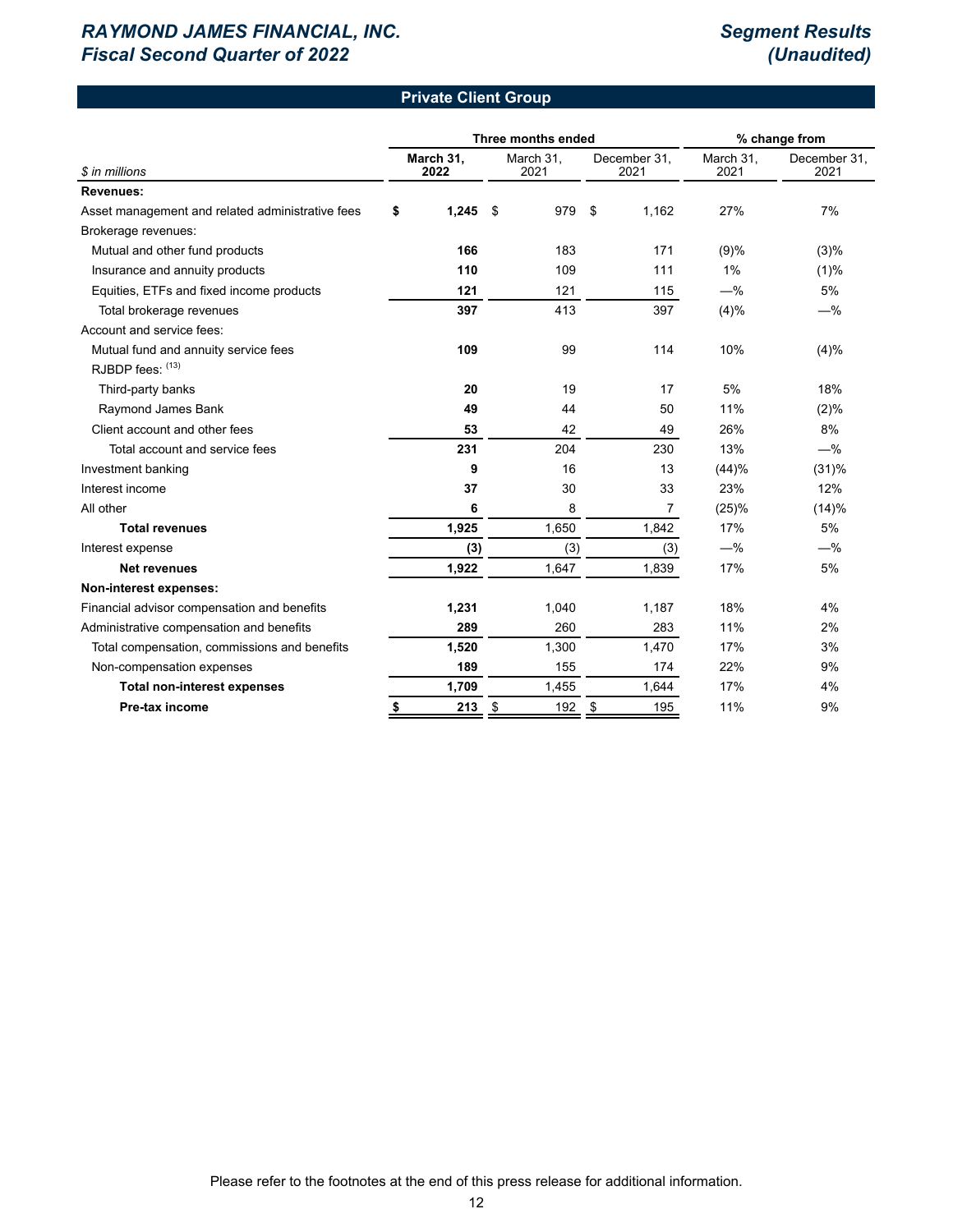## Private Client Group

| $ in millions | Three months ended | | | % change from | |
|---|---|---|---|---|---|
| | **March 31, 2022** | March 31, 2021 | December 31, 2021 | March 31, 2021 | December 31, 2021 |
| **Revenues:** | | | | | |
| Asset management and related administrative fees | **$ 1,245** | $ 979 | $ 1,162 | 27% | 7% |
| Brokerage revenues: | | | | | |
| Mutual and other fund products | **166** | 183 | 171 | (9)% | (3)% |
| Insurance and annuity products | **110** | 109 | 111 | 1% | (1)% |
| Equities, ETFs and fixed income products | **121** | 121 | 115 | —% | 5% |
| Total brokerage revenues | **397** | 413 | 397 | (4)% | —% |
| Account and service fees: | | | | | |
| Mutual fund and annuity service fees | **109** | 99 | 114 | 10% | (4)% |
| RJBDP fees: [13] | | | | | |
| Third-party banks | **20** | 19 | 17 | 5% | 18% |
| Raymond James Bank | **49** | 44 | 50 | 11% | (2)% |
| Client account and other fees | **53** | 42 | 49 | 26% | 8% |
| Total account and service fees | **231** | 204 | 230 | 13% | —% |
| Investment banking | **9** | 16 | 13 | (44)% | (31)% |
| Interest income | **37** | 30 | 33 | 23% | 12% |
| All other | **6** | 8 | 7 | (25)% | (14)% |
| **Total revenues** | **1,925** | 1,650 | 1,842 | 17% | 5% |
| Interest expense | **(3)** | (3) | (3) | —% | —% |
| **Net revenues** | **1,922** | 1,647 | 1,839 | 17% | 5% |
| **Non-interest expenses:** | | | | | |
| Financial advisor compensation and benefits | **1,231** | 1,040 | 1,187 | 18% | 4% |
| Administrative compensation and benefits | **289** | 260 | 283 | 11% | 2% |
| Total compensation, commissions and benefits | **1,520** | 1,300 | 1,470 | 17% | 3% |
| Non-compensation expenses | **189** | 155 | 174 | 22% | 9% |
| **Total non-interest expenses** | **1,709** | 1,455 | 1,644 | 17% | 4% |
| **Pre-tax income** | **$ 213** | $ 192 | $ 195 | 11% | 9% |

Please refer to the footnotes at the end of this press release for additional information.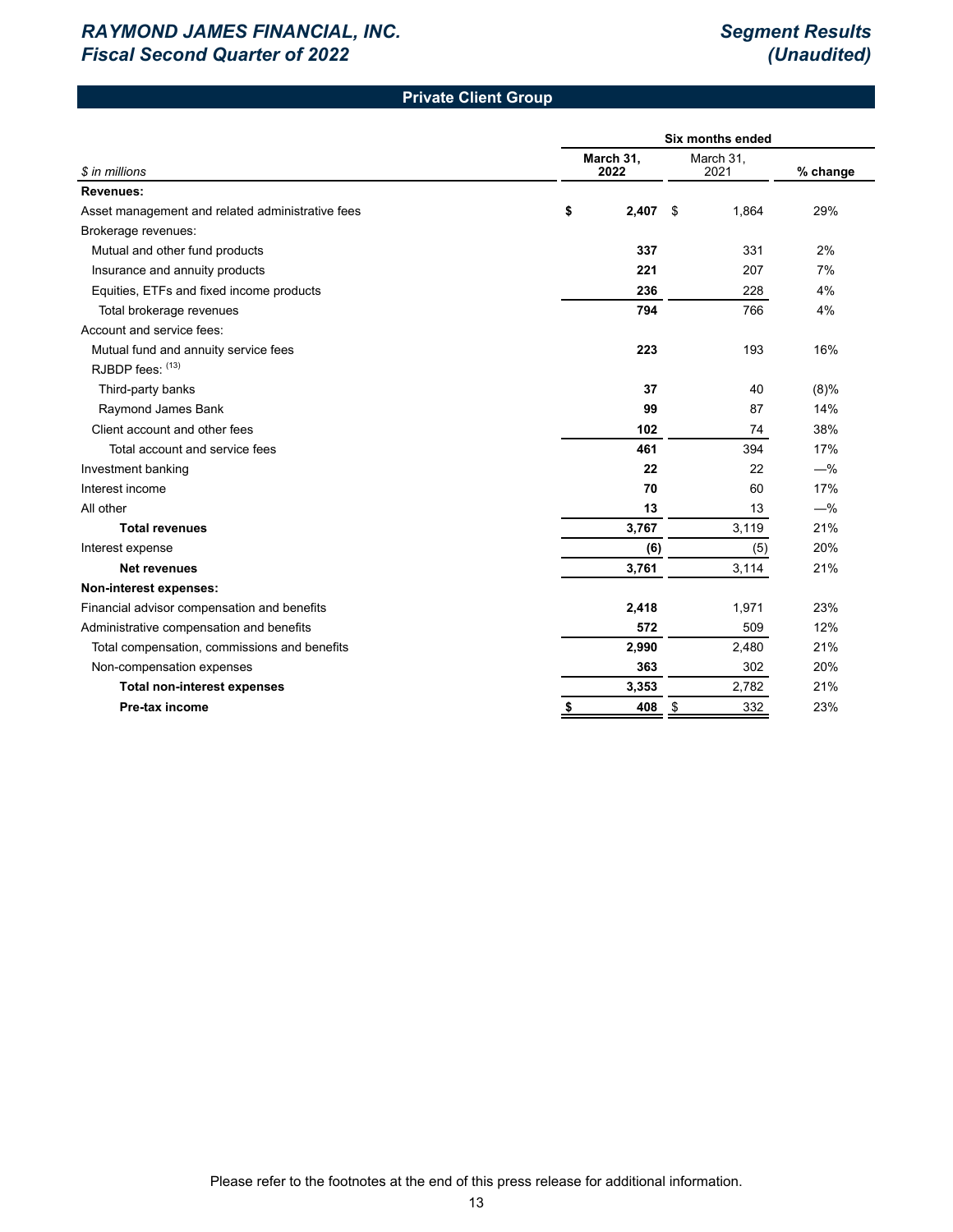## Private Client Group

| $ in millions | Six months ended March 31, 2022 | Six months ended March 31, 2021 | % change |
|---|---|---|---|
| **Revenues:** | | | |
| Asset management and related administrative fees | **$ 2,407** | $ 1,864 | 29% |
| Brokerage revenues: | | | |
| Mutual and other fund products | **337** | 331 | 2% |
| Insurance and annuity products | **221** | 207 | 7% |
| Equities, ETFs and fixed income products | **236** | 228 | 4% |
| Total brokerage revenues | **794** | 766 | 4% |
| Account and service fees: | | | |
| Mutual fund and annuity service fees | **223** | 193 | 16% |
| RJBDP fees: (13) | | | |
| Third-party banks | **37** | 40 | (8)% |
| Raymond James Bank | **99** | 87 | 14% |
| Client account and other fees | **102** | 74 | 38% |
| Total account and service fees | **461** | 394 | 17% |
| Investment banking | **22** | 22 | —% |
| Interest income | **70** | 60 | 17% |
| All other | **13** | 13 | —% |
| **Total revenues** | **3,767** | 3,119 | 21% |
| Interest expense | **(6)** | (5) | 20% |
| **Net revenues** | **3,761** | 3,114 | 21% |
| **Non-interest expenses:** | | | |
| Financial advisor compensation and benefits | **2,418** | 1,971 | 23% |
| Administrative compensation and benefits | **572** | 509 | 12% |
| Total compensation, commissions and benefits | **2,990** | 2,480 | 21% |
| Non-compensation expenses | **363** | 302 | 20% |
| **Total non-interest expenses** | **3,353** | 2,782 | 21% |
| **Pre-tax income** | **$ 408** | $ 332 | 23% |

Please refer to the footnotes at the end of this press release for additional information.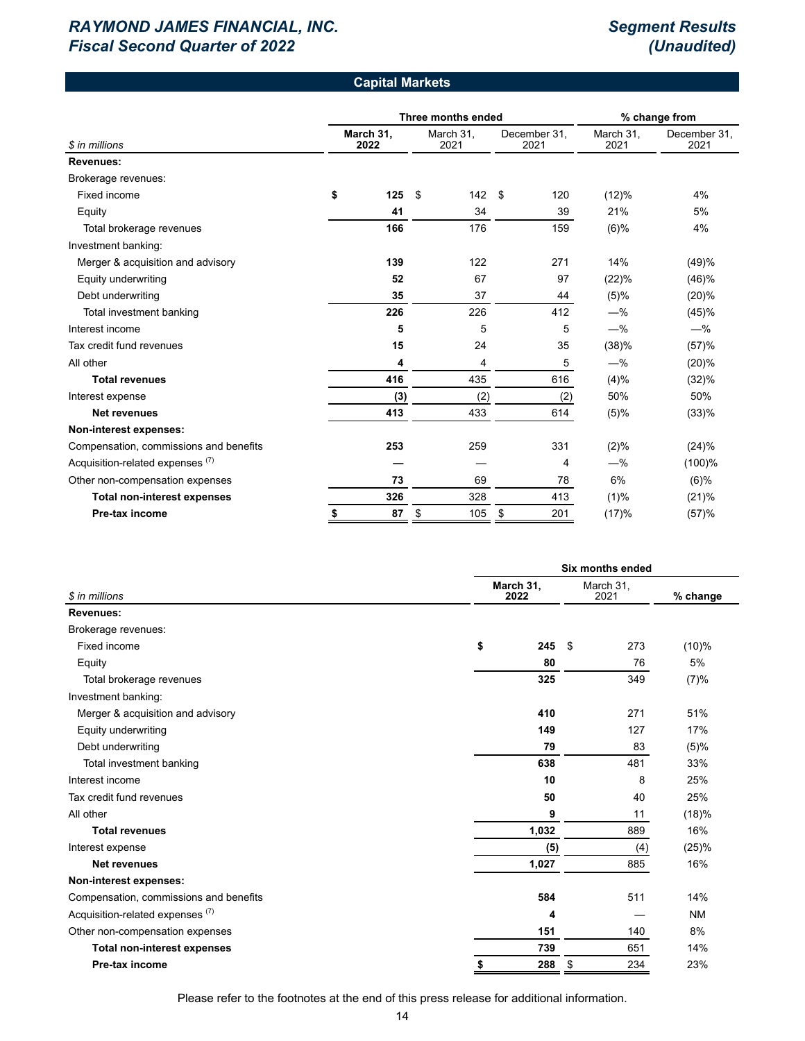## Capital Markets

| $ in millions | Three months ended | | | % change from | |
|---|---|---|---|---|---|
| | **March 31, 2022** | March 31, 2021 | December 31, 2021 | March 31, 2021 | December 31, 2021 |
| **Revenues:** | | | | | |
| Brokerage revenues: | | | | | |
| Fixed income | **$ 125** | $ 142 | $ 120 | (12)% | 4% |
| Equity | **41** | 34 | 39 | 21% | 5% |
| Total brokerage revenues | **166** | 176 | 159 | (6)% | 4% |
| Investment banking: | | | | | |
| Merger & acquisition and advisory | **139** | 122 | 271 | 14% | (49)% |
| Equity underwriting | **52** | 67 | 97 | (22)% | (46)% |
| Debt underwriting | **35** | 37 | 44 | (5)% | (20)% |
| Total investment banking | **226** | 226 | 412 | —% | (45)% |
| Interest income | **5** | 5 | 5 | —% | —% |
| Tax credit fund revenues | **15** | 24 | 35 | (38)% | (57)% |
| All other | **4** | 4 | 5 | —% | (20)% |
| **Total revenues** | **416** | 435 | 616 | (4)% | (32)% |
| Interest expense | **(3)** | (2) | (2) | 50% | 50% |
| **Net revenues** | **413** | 433 | 614 | (5)% | (33)% |
| **Non-interest expenses:** | | | | | |
| Compensation, commissions and benefits | **253** | 259 | 331 | (2)% | (24)% |
| Acquisition-related expenses [7] | **—** | — | 4 | —% | (100)% |
| Other non-compensation expenses | **73** | 69 | 78 | 6% | (6)% |
| **Total non-interest expenses** | **326** | 328 | 413 | (1)% | (21)% |
| **Pre-tax income** | **$ 87** | $ 105 | $ 201 | (17)% | (57)% |

| $ in millions | Six months ended | | |
|---|---|---|---|
| | **March 31, 2022** | March 31, 2021 | % change |
| **Revenues:** | | | |
| Brokerage revenues: | | | |
| Fixed income | **$ 245** | $ 273 | (10)% |
| Equity | **80** | 76 | 5% |
| Total brokerage revenues | **325** | 349 | (7)% |
| Investment banking: | | | |
| Merger & acquisition and advisory | **410** | 271 | 51% |
| Equity underwriting | **149** | 127 | 17% |
| Debt underwriting | **79** | 83 | (5)% |
| Total investment banking | **638** | 481 | 33% |
| Interest income | **10** | 8 | 25% |
| Tax credit fund revenues | **50** | 40 | 25% |
| All other | **9** | 11 | (18)% |
| **Total revenues** | **1,032** | 889 | 16% |
| Interest expense | **(5)** | (4) | (25)% |
| **Net revenues** | **1,027** | 885 | 16% |
| **Non-interest expenses:** | | | |
| Compensation, commissions and benefits | **584** | 511 | 14% |
| Acquisition-related expenses [7] | **4** | — | NM |
| Other non-compensation expenses | **151** | 140 | 8% |
| **Total non-interest expenses** | **739** | 651 | 14% |
| **Pre-tax income** | **$ 288** | $ 234 | 23% |

Please refer to the footnotes at the end of this press release for additional information.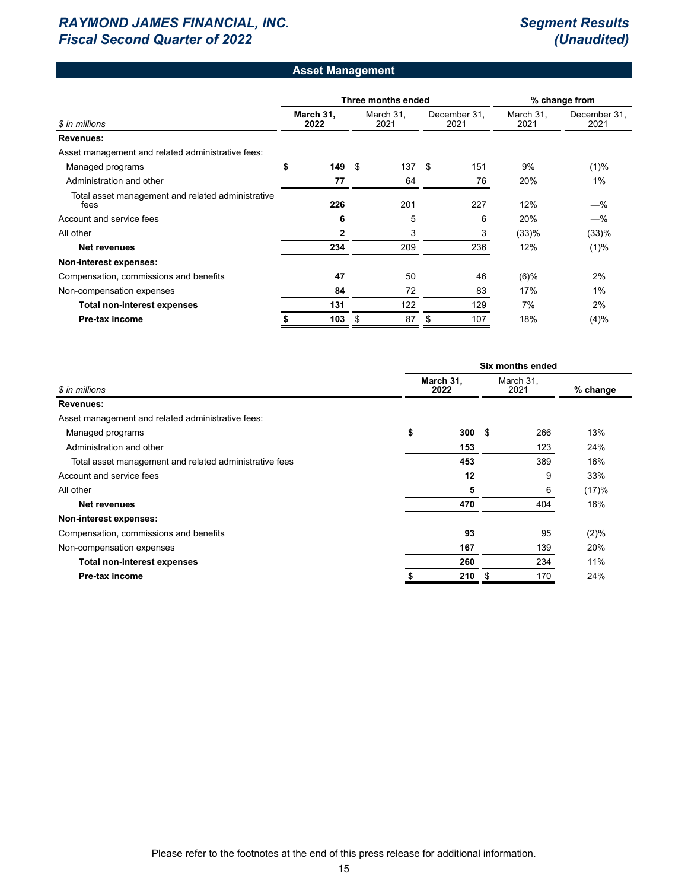## Asset Management

| $ in millions | Three months ended | | | % change from | |
|---|---|---|---|---|---|
| | **March 31, 2022** | March 31, 2021 | December 31, 2021 | March 31, 2021 | December 31, 2021 |
| **Revenues:** | | | | | |
| Asset management and related administrative fees: | | | | | |
| Managed programs | **$ 149** | $ 137 | $ 151 | 9% | (1)% |
| Administration and other | **77** | 64 | 76 | 20% | 1% |
| Total asset management and related administrative fees | **226** | 201 | 227 | 12% | —% |
| Account and service fees | **6** | 5 | 6 | 20% | —% |
| All other | **2** | 3 | 3 | (33)% | (33)% |
| **Net revenues** | **234** | 209 | 236 | 12% | (1)% |
| **Non-interest expenses:** | | | | | |
| Compensation, commissions and benefits | **47** | 50 | 46 | (6)% | 2% |
| Non-compensation expenses | **84** | 72 | 83 | 17% | 1% |
| **Total non-interest expenses** | **131** | 122 | 129 | 7% | 2% |
| **Pre-tax income** | **$ 103** | $ 87 | $ 107 | 18% | (4)% |

| $ in millions | Six months ended | | |
|---|---|---|---|
| | **March 31, 2022** | March 31, 2021 | % change |
| **Revenues:** | | | |
| Asset management and related administrative fees: | | | |
| Managed programs | **$ 300** | $ 266 | 13% |
| Administration and other | **153** | 123 | 24% |
| Total asset management and related administrative fees | **453** | 389 | 16% |
| Account and service fees | **12** | 9 | 33% |
| All other | **5** | 6 | (17)% |
| **Net revenues** | **470** | 404 | 16% |
| **Non-interest expenses:** | | | |
| Compensation, commissions and benefits | **93** | 95 | (2)% |
| Non-compensation expenses | **167** | 139 | 20% |
| **Total non-interest expenses** | **260** | 234 | 11% |
| **Pre-tax income** | **$ 210** | $ 170 | 24% |

Please refer to the footnotes at the end of this press release for additional information.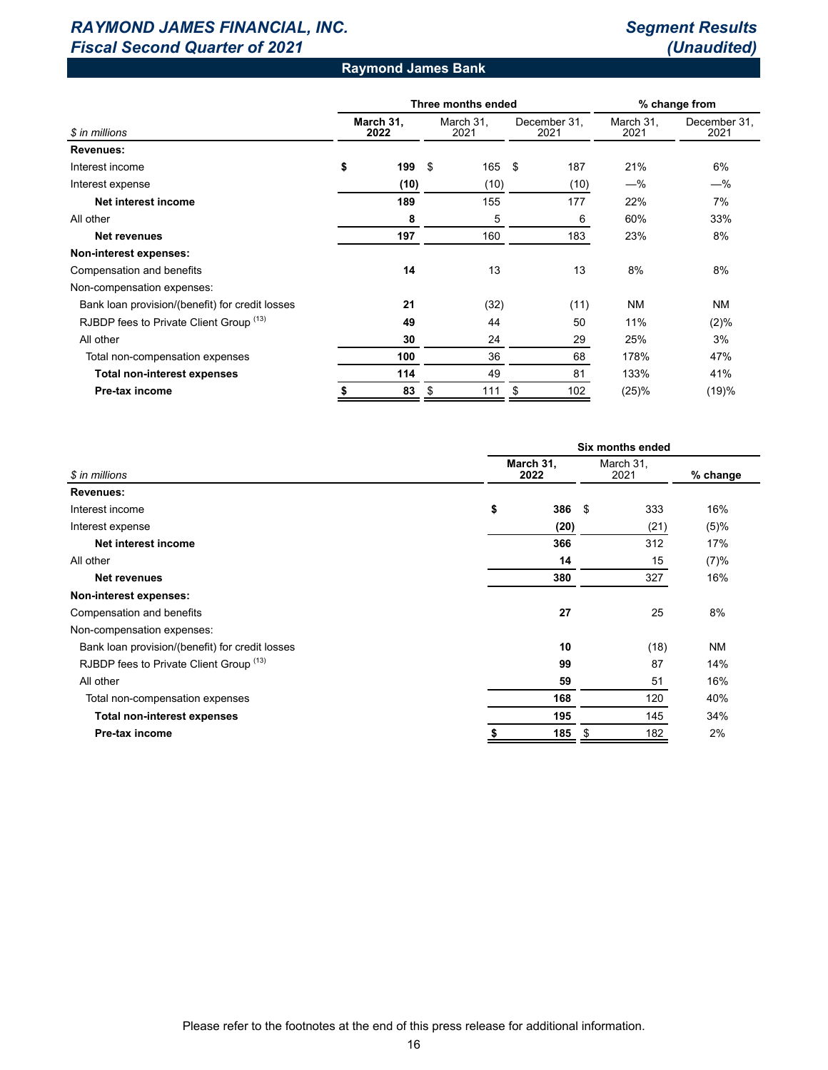## Raymond James Bank

| $ in millions | Three months ended | | | % change from | |
|---|---|---|---|---|---|
| | **March 31, 2022** | March 31, 2021 | December 31, 2021 | March 31, 2021 | December 31, 2021 |
| **Revenues:** | | | | | |
| Interest income | **$ 199** | $ 165 | $ 187 | 21% | 6% |
| Interest expense | **(10)** | (10) | (10) | —% | —% |
| **Net interest income** | **189** | 155 | 177 | 22% | 7% |
| All other | **8** | 5 | 6 | 60% | 33% |
| **Net revenues** | **197** | 160 | 183 | 23% | 8% |
| **Non-interest expenses:** | | | | | |
| Compensation and benefits | **14** | 13 | 13 | 8% | 8% |
| Non-compensation expenses: | | | | | |
| Bank loan provision/(benefit) for credit losses | **21** | (32) | (11) | NM | NM |
| RJBDP fees to Private Client Group [13] | **49** | 44 | 50 | 11% | (2)% |
| All other | **30** | 24 | 29 | 25% | 3% |
| Total non-compensation expenses | **100** | 36 | 68 | 178% | 47% |
| **Total non-interest expenses** | **114** | 49 | 81 | 133% | 41% |
| **Pre-tax income** | **$ 83** | $ 111 | $ 102 | (25)% | (19)% |

| $ in millions | Six months ended | | |
|---|---|---|---|
| | **March 31, 2022** | March 31, 2021 | % change |
| **Revenues:** | | | |
| Interest income | **$ 386** | $ 333 | 16% |
| Interest expense | **(20)** | (21) | (5)% |
| **Net interest income** | **366** | 312 | 17% |
| All other | **14** | 15 | (7)% |
| **Net revenues** | **380** | 327 | 16% |
| **Non-interest expenses:** | | | |
| Compensation and benefits | **27** | 25 | 8% |
| Non-compensation expenses: | | | |
| Bank loan provision/(benefit) for credit losses | **10** | (18) | NM |
| RJBDP fees to Private Client Group [13] | **99** | 87 | 14% |
| All other | **59** | 51 | 16% |
| Total non-compensation expenses | **168** | 120 | 40% |
| **Total non-interest expenses** | **195** | 145 | 34% |
| **Pre-tax income** | **$ 185** | $ 182 | 2% |

Please refer to the footnotes at the end of this press release for additional information.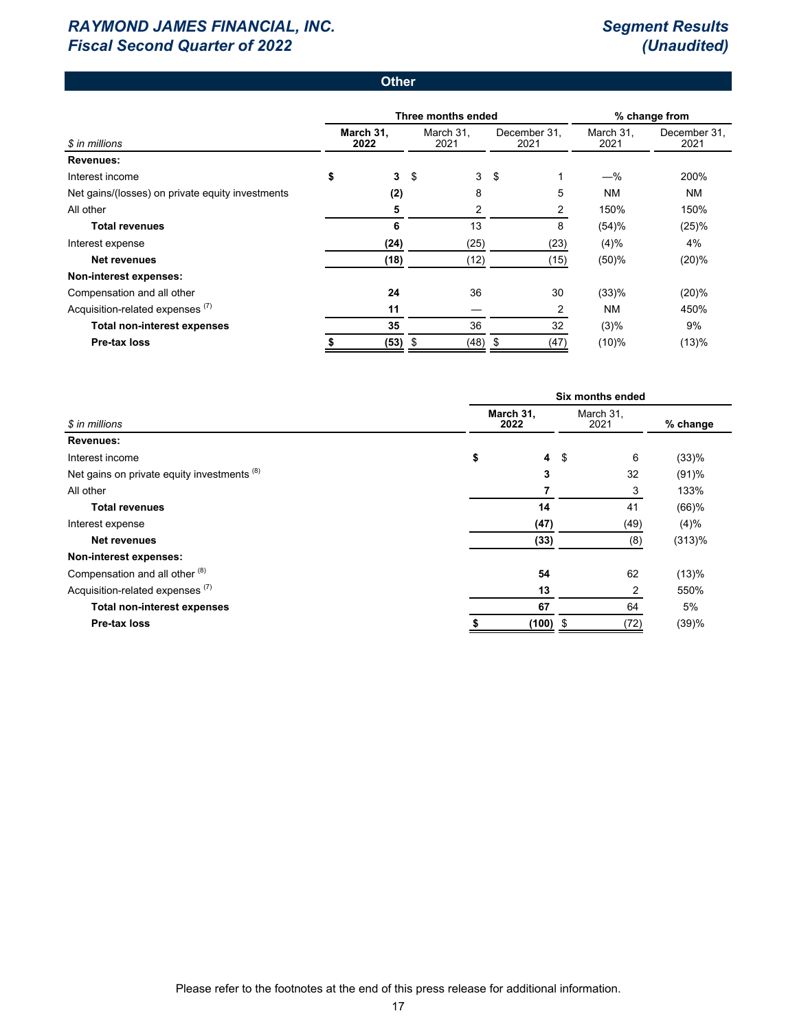## Other

| $ in millions | Three months ended | | | % change from | |
|---|---|---|---|---|---|
| | **March 31, 2022** | March 31, 2021 | December 31, 2021 | March 31, 2021 | December 31, 2021 |
| **Revenues:** | | | | | |
| Interest income | **$ 3** | $ 3 | $ 1 | —% | 200% |
| Net gains/(losses) on private equity investments | **(2)** | 8 | 5 | NM | NM |
| All other | **5** | 2 | 2 | 150% | 150% |
| **Total revenues** | **6** | 13 | 8 | (54)% | (25)% |
| Interest expense | **(24)** | (25) | (23) | (4)% | 4% |
| **Net revenues** | **(18)** | (12) | (15) | (50)% | (20)% |
| **Non-interest expenses:** | | | | | |
| Compensation and all other | **24** | 36 | 30 | (33)% | (20)% |
| Acquisition-related expenses [7] | **11** | — | 2 | NM | 450% |
| **Total non-interest expenses** | **35** | 36 | 32 | (3)% | 9% |
| **Pre-tax loss** | **$ (53)** | $ (48) | $ (47) | (10)% | (13)% |

| $ in millions | Six months ended | | |
|---|---|---|---|
| | **March 31, 2022** | March 31, 2021 | % change |
| **Revenues:** | | | |
| Interest income | **$ 4** | $ 6 | (33)% |
| Net gains on private equity investments [8] | **3** | 32 | (91)% |
| All other | **7** | 3 | 133% |
| **Total revenues** | **14** | 41 | (66)% |
| Interest expense | **(47)** | (49) | (4)% |
| **Net revenues** | **(33)** | (8) | (313)% |
| **Non-interest expenses:** | | | |
| Compensation and all other [8] | **54** | 62 | (13)% |
| Acquisition-related expenses [7] | **13** | 2 | 550% |
| **Total non-interest expenses** | **67** | 64 | 5% |
| **Pre-tax loss** | **$ (100)** | $ (72) | (39)% |

Please refer to the footnotes at the end of this press release for additional information.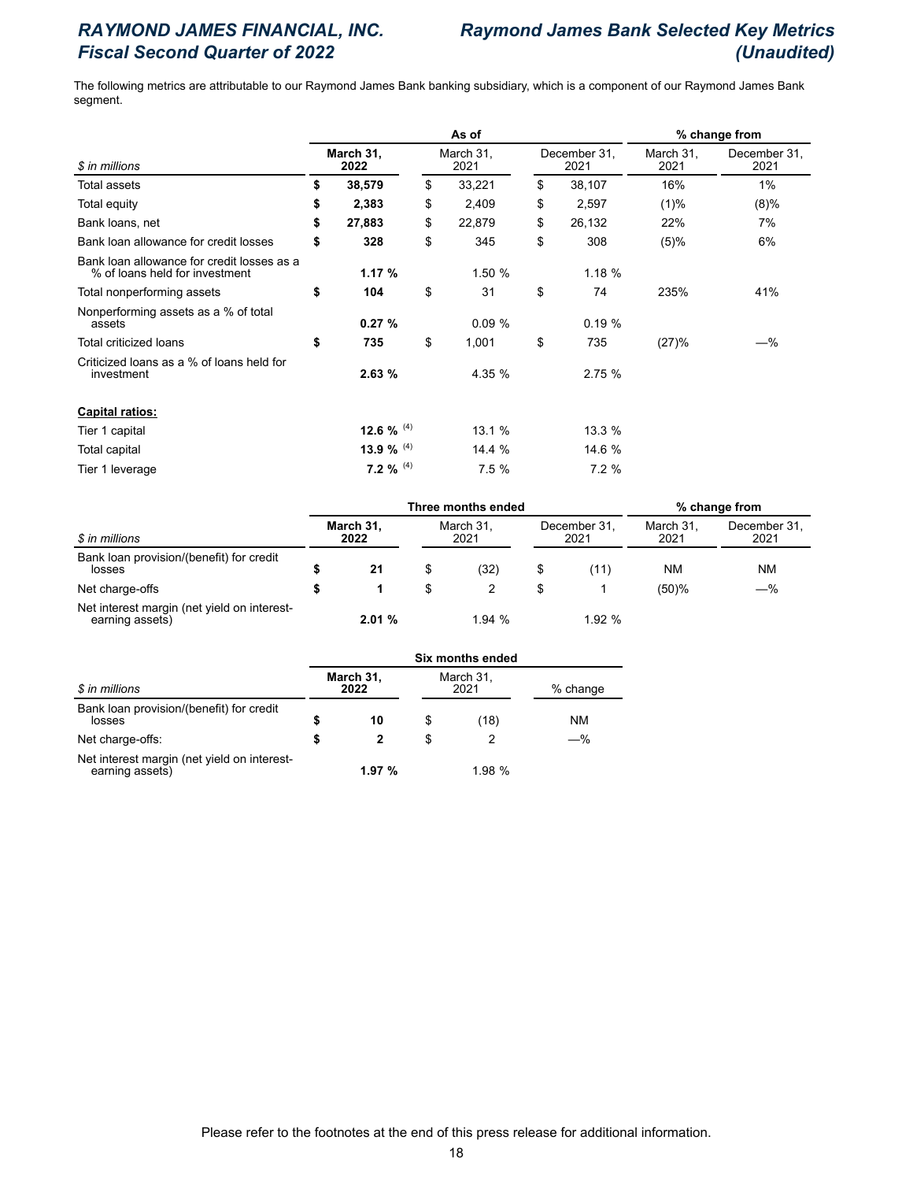# RAYMOND JAMES FINANCIAL, INC.
# Fiscal Second Quarter of 2022

# Raymond James Bank Selected Key Metrics (Unaudited)

The following metrics are attributable to our Raymond James Bank banking subsidiary, which is a component of our Raymond James Bank segment.

| $ in millions | As of March 31, 2022 | As of March 31, 2021 | As of December 31, 2021 | % change from March 31, 2021 | % change from December 31, 2021 |
|---|---|---|---|---|---|
| Total assets | **$ 38,579** | $ 33,221 | $ 38,107 | 16% | 1% |
| Total equity | **$ 2,383** | $ 2,409 | $ 2,597 | (1)% | (8)% |
| Bank loans, net | **$ 27,883** | $ 22,879 | $ 26,132 | 22% | 7% |
| Bank loan allowance for credit losses | **$ 328** | $ 345 | $ 308 | (5)% | 6% |
| Bank loan allowance for credit losses as a % of loans held for investment | **1.17 %** | 1.50 % | 1.18 % | | |
| Total nonperforming assets | **$ 104** | $ 31 | $ 74 | 235% | 41% |
| Nonperforming assets as a % of total assets | **0.27 %** | 0.09 % | 0.19 % | | |
| Total criticized loans | **$ 735** | $ 1,001 | $ 735 | (27)% | —% |
| Criticized loans as a % of loans held for investment | **2.63 %** | 4.35 % | 2.75 % | | |
| **Capital ratios:** | | | | | |
| Tier 1 capital | **12.6 %** (4) | 13.1 % | 13.3 % | | |
| Total capital | **13.9 %** (4) | 14.4 % | 14.6 % | | |
| Tier 1 leverage | **7.2 %** (4) | 7.5 % | 7.2 % | | |

| $ in millions | Three months ended March 31, 2022 | Three months ended March 31, 2021 | Three months ended December 31, 2021 | % change from March 31, 2021 | % change from December 31, 2021 |
|---|---|---|---|---|---|
| Bank loan provision/(benefit) for credit losses | **$ 21** | $ (32) | $ (11) | NM | NM |
| Net charge-offs | **$ 1** | $ 2 | $ 1 | (50)% | —% |
| Net interest margin (net yield on interest-earning assets) | **2.01 %** | 1.94 % | 1.92 % | | |

| $ in millions | Six months ended March 31, 2022 | Six months ended March 31, 2021 | % change |
|---|---|---|---|
| Bank loan provision/(benefit) for credit losses | **$ 10** | $ (18) | NM |
| Net charge-offs: | **$ 2** | $ 2 | —% |
| Net interest margin (net yield on interest-earning assets) | **1.97 %** | 1.98 % | |

Please refer to the footnotes at the end of this press release for additional information.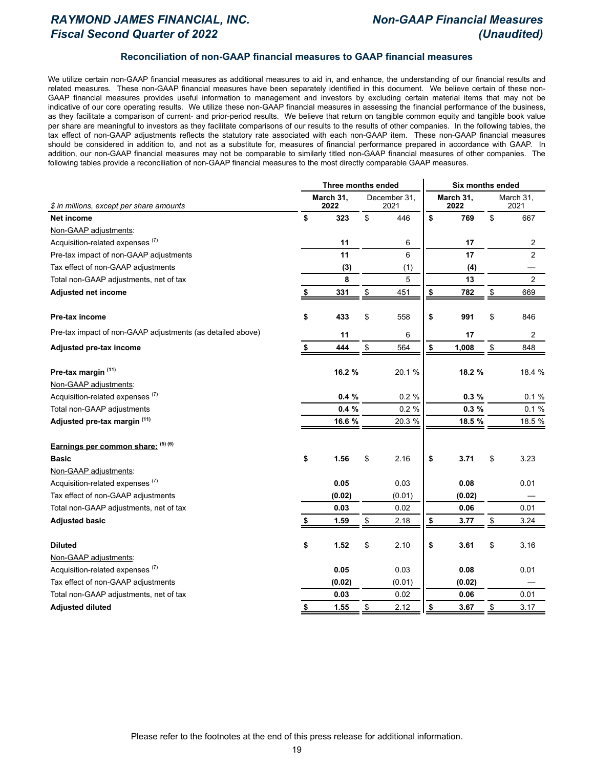## Reconciliation of non-GAAP financial measures to GAAP financial measures

We utilize certain non-GAAP financial measures as additional measures to aid in, and enhance, the understanding of our financial results and related measures. These non-GAAP financial measures have been separately identified in this document. We believe certain of these non-GAAP financial measures provides useful information to management and investors by excluding certain material items that may not be indicative of our core operating results. We utilize these non-GAAP financial measures in assessing the financial performance of the business, as they facilitate a comparison of current- and prior-period results. We believe that return on tangible common equity and tangible book value per share are meaningful to investors as they facilitate comparisons of our results to the results of other companies. In the following tables, the tax effect of non-GAAP adjustments reflects the statutory rate associated with each non-GAAP item. These non-GAAP financial measures should be considered in addition to, and not as a substitute for, measures of financial performance prepared in accordance with GAAP. In addition, our non-GAAP financial measures may not be comparable to similarly titled non-GAAP financial measures of other companies. The following tables provide a reconciliation of non-GAAP financial measures to the most directly comparable GAAP measures.

| | Three months ended | | Six months ended | |
|---|---|---|---|---|
| $ in millions, except per share amounts | **March 31, 2022** | December 31, 2021 | **March 31, 2022** | March 31, 2021 |
| **Net income** | **$ 323** | $ 446 | **$ 769** | $ 667 |
| Non-GAAP adjustments: | | | | |
| Acquisition-related expenses [7] | **11** | 6 | **17** | 2 |
| Pre-tax impact of non-GAAP adjustments | **11** | 6 | **17** | 2 |
| Tax effect of non-GAAP adjustments | **(3)** | (1) | **(4)** | — |
| Total non-GAAP adjustments, net of tax | **8** | 5 | **13** | 2 |
| **Adjusted net income** | **$ 331** | $ 451 | **$ 782** | $ 669 |
| | | | | |
| **Pre-tax income** | **$ 433** | $ 558 | **$ 991** | $ 846 |
| Pre-tax impact of non-GAAP adjustments (as detailed above) | **11** | 6 | **17** | 2 |
| **Adjusted pre-tax income** | **$ 444** | $ 564 | **$ 1,008** | $ 848 |
| | | | | |
| **Pre-tax margin [11]** | **16.2 %** | 20.1 % | **18.2 %** | 18.4 % |
| Non-GAAP adjustments: | | | | |
| Acquisition-related expenses [7] | **0.4 %** | 0.2 % | **0.3 %** | 0.1 % |
| Total non-GAAP adjustments | **0.4 %** | 0.2 % | **0.3 %** | 0.1 % |
| **Adjusted pre-tax margin [11]** | **16.6 %** | 20.3 % | **18.5 %** | 18.5 % |
| | | | | |
| **Earnings per common share: [5] [6]** | | | | |
| **Basic** | **$ 1.56** | $ 2.16 | **$ 3.71** | $ 3.23 |
| Non-GAAP adjustments: | | | | |
| Acquisition-related expenses [7] | **0.05** | 0.03 | **0.08** | 0.01 |
| Tax effect of non-GAAP adjustments | **(0.02)** | (0.01) | **(0.02)** | — |
| Total non-GAAP adjustments, net of tax | **0.03** | 0.02 | **0.06** | 0.01 |
| **Adjusted basic** | **$ 1.59** | $ 2.18 | **$ 3.77** | $ 3.24 |
| | | | | |
| **Diluted** | **$ 1.52** | $ 2.10 | **$ 3.61** | $ 3.16 |
| Non-GAAP adjustments: | | | | |
| Acquisition-related expenses [7] | **0.05** | 0.03 | **0.08** | 0.01 |
| Tax effect of non-GAAP adjustments | **(0.02)** | (0.01) | **(0.02)** | — |
| Total non-GAAP adjustments, net of tax | **0.03** | 0.02 | **0.06** | 0.01 |
| **Adjusted diluted** | **$ 1.55** | $ 2.12 | **$ 3.67** | $ 3.17 |

Please refer to the footnotes at the end of this press release for additional information.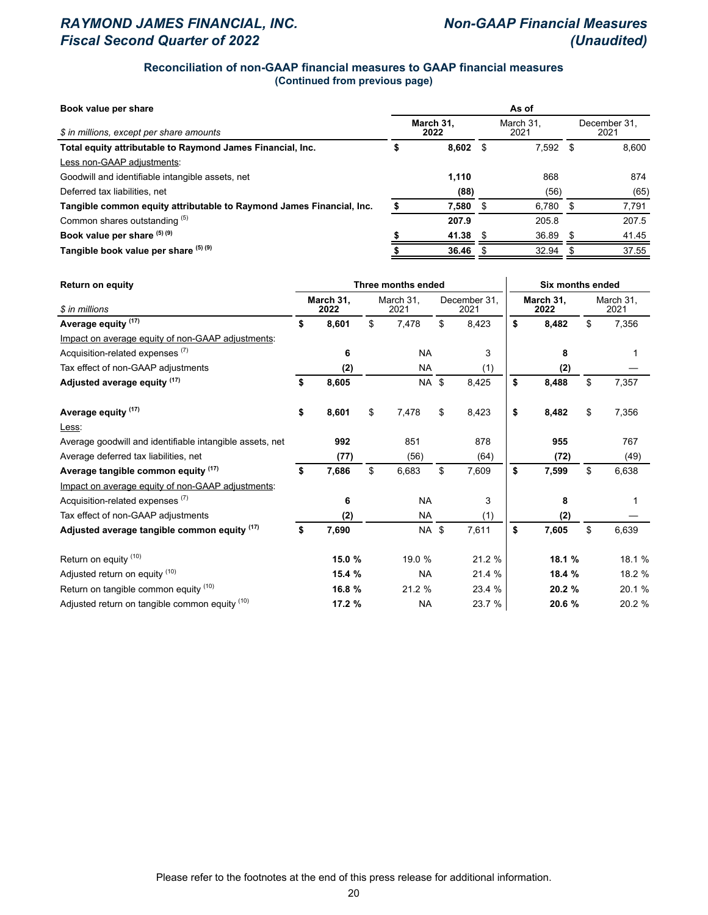## Reconciliation of non-GAAP financial measures to GAAP financial measures
**(Continued from previous page)**

| Book value per share | As of | | |
|---|---|---|---|
| *$ in millions, except per share amounts* | **March 31, 2022** | March 31, 2021 | December 31, 2021 |
| **Total equity attributable to Raymond James Financial, Inc.** | **$ 8,602** | $ 7,592 | $ 8,600 |
| Less non-GAAP adjustments: | | | |
| Goodwill and identifiable intangible assets, net | **1,110** | 868 | 874 |
| Deferred tax liabilities, net | **(88)** | (56) | (65) |
| **Tangible common equity attributable to Raymond James Financial, Inc.** | **$ 7,580** | $ 6,780 | $ 7,791 |
| Common shares outstanding (5) | **207.9** | 205.8 | 207.5 |
| **Book value per share (5) (9)** | **$ 41.38** | $ 36.89 | $ 41.45 |
| **Tangible book value per share (5) (9)** | **$ 36.46** | $ 32.94 | $ 37.55 |

| Return on equity | Three months ended | | | Six months ended | |
|---|---|---|---|---|---|
| *$ in millions* | **March 31, 2022** | March 31, 2021 | December 31, 2021 | **March 31, 2022** | March 31, 2021 |
| **Average equity (17)** | **$ 8,601** | $ 7,478 | $ 8,423 | **$ 8,482** | $ 7,356 |
| Impact on average equity of non-GAAP adjustments: | | | | | |
| Acquisition-related expenses (7) | **6** | NA | 3 | **8** | 1 |
| Tax effect of non-GAAP adjustments | **(2)** | NA | (1) | **(2)** | — |
| **Adjusted average equity (17)** | **$ 8,605** | NA | $ 8,425 | **$ 8,488** | $ 7,357 |
| | | | | | |
| **Average equity (17)** | **$ 8,601** | $ 7,478 | $ 8,423 | **$ 8,482** | $ 7,356 |
| Less: | | | | | |
| Average goodwill and identifiable intangible assets, net | **992** | 851 | 878 | **955** | 767 |
| Average deferred tax liabilities, net | **(77)** | (56) | (64) | **(72)** | (49) |
| **Average tangible common equity (17)** | **$ 7,686** | $ 6,683 | $ 7,609 | **$ 7,599** | $ 6,638 |
| Impact on average equity of non-GAAP adjustments: | | | | | |
| Acquisition-related expenses (7) | **6** | NA | 3 | **8** | 1 |
| Tax effect of non-GAAP adjustments | **(2)** | NA | (1) | **(2)** | — |
| **Adjusted average tangible common equity (17)** | **$ 7,690** | NA | $ 7,611 | **$ 7,605** | $ 6,639 |
| | | | | | |
| Return on equity (10) | **15.0 %** | 19.0 % | 21.2 % | **18.1 %** | 18.1 % |
| Adjusted return on equity (10) | **15.4 %** | NA | 21.4 % | **18.4 %** | 18.2 % |
| Return on tangible common equity (10) | **16.8 %** | 21.2 % | 23.4 % | **20.2 %** | 20.1 % |
| Adjusted return on tangible common equity (10) | **17.2 %** | NA | 23.7 % | **20.6 %** | 20.2 % |

Please refer to the footnotes at the end of this press release for additional information.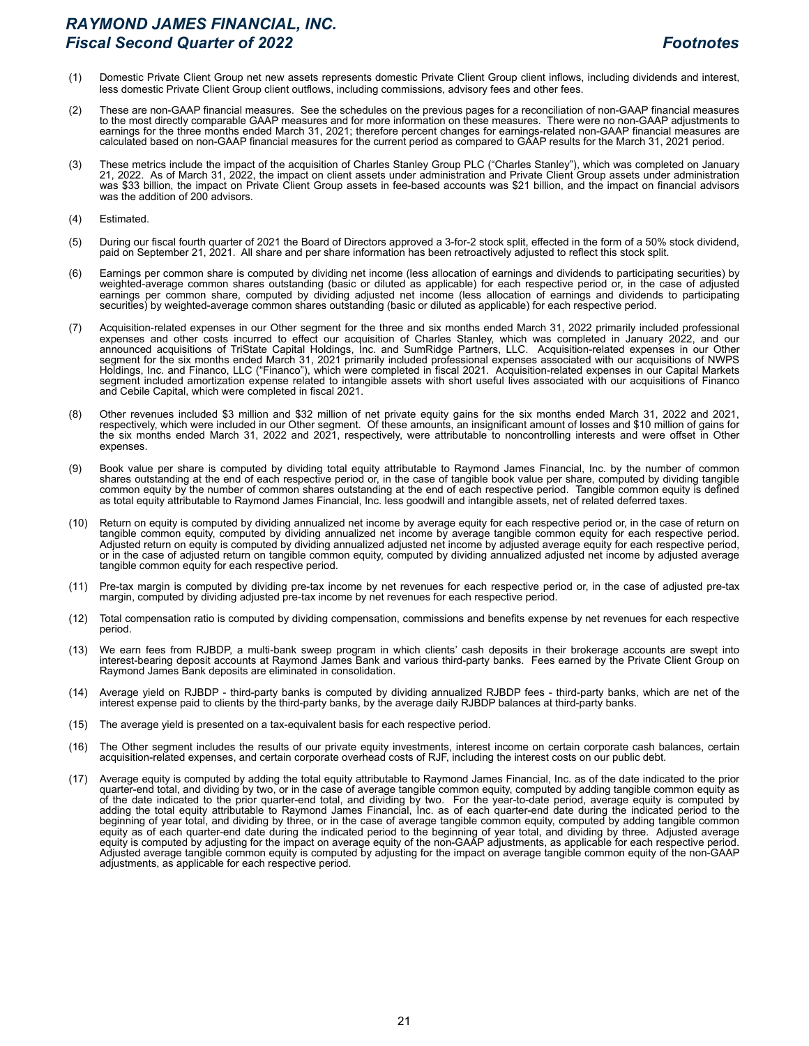# Footnotes

(1) Domestic Private Client Group net new assets represents domestic Private Client Group client inflows, including dividends and interest, less domestic Private Client Group client outflows, including commissions, advisory fees and other fees.

(2) These are non-GAAP financial measures. See the schedules on the previous pages for a reconciliation of non-GAAP financial measures to the most directly comparable GAAP measures and for more information on these measures. There were no non-GAAP adjustments to earnings for the three months ended March 31, 2021; therefore percent changes for earnings-related non-GAAP financial measures are calculated based on non-GAAP financial measures for the current period as compared to GAAP results for the March 31, 2021 period.

(3) These metrics include the impact of the acquisition of Charles Stanley Group PLC ("Charles Stanley"), which was completed on January 21, 2022. As of March 31, 2022, the impact on client assets under administration and Private Client Group assets under administration was $33 billion, the impact on Private Client Group assets in fee-based accounts was $21 billion, and the impact on financial advisors was the addition of 200 advisors.

(4) Estimated.

(5) During our fiscal fourth quarter of 2021 the Board of Directors approved a 3-for-2 stock split, effected in the form of a 50% stock dividend, paid on September 21, 2021. All share and per share information has been retroactively adjusted to reflect this stock split.

(6) Earnings per common share is computed by dividing net income (less allocation of earnings and dividends to participating securities) by weighted-average common shares outstanding (basic or diluted as applicable) for each respective period or, in the case of adjusted earnings per common share, computed by dividing adjusted net income (less allocation of earnings and dividends to participating securities) by weighted-average common shares outstanding (basic or diluted as applicable) for each respective period.

(7) Acquisition-related expenses in our Other segment for the three and six months ended March 31, 2022 primarily included professional expenses and other costs incurred to effect our acquisition of Charles Stanley, which was completed in January 2022, and our announced acquisitions of TriState Capital Holdings, Inc. and SumRidge Partners, LLC. Acquisition-related expenses in our Other segment for the six months ended March 31, 2021 primarily included professional expenses associated with our acquisitions of NWPS Holdings, Inc. and Financo, LLC ("Financo"), which were completed in fiscal 2021. Acquisition-related expenses in our Capital Markets segment included amortization expense related to intangible assets with short useful lives associated with our acquisitions of Financo and Cebile Capital, which were completed in fiscal 2021.

(8) Other revenues included $3 million and $32 million of net private equity gains for the six months ended March 31, 2022 and 2021, respectively, which were included in our Other segment. Of these amounts, an insignificant amount of losses and $10 million of gains for the six months ended March 31, 2022 and 2021, respectively, were attributable to noncontrolling interests and were offset in Other expenses.

(9) Book value per share is computed by dividing total equity attributable to Raymond James Financial, Inc. by the number of common shares outstanding at the end of each respective period or, in the case of tangible book value per share, computed by dividing tangible common equity by the number of common shares outstanding at the end of each respective period. Tangible common equity is defined as total equity attributable to Raymond James Financial, Inc. less goodwill and intangible assets, net of related deferred taxes.

(10) Return on equity is computed by dividing annualized net income by average equity for each respective period or, in the case of return on tangible common equity, computed by dividing annualized net income by average tangible common equity for each respective period. Adjusted return on equity is computed by dividing annualized adjusted net income by adjusted average equity for each respective period, or in the case of adjusted return on tangible common equity, computed by dividing annualized adjusted net income by adjusted average tangible common equity for each respective period.

(11) Pre-tax margin is computed by dividing pre-tax income by net revenues for each respective period or, in the case of adjusted pre-tax margin, computed by dividing adjusted pre-tax income by net revenues for each respective period.

(12) Total compensation ratio is computed by dividing compensation, commissions and benefits expense by net revenues for each respective period.

(13) We earn fees from RJBDP, a multi-bank sweep program in which clients' cash deposits in their brokerage accounts are swept into interest-bearing deposit accounts at Raymond James Bank and various third-party banks. Fees earned by the Private Client Group on Raymond James Bank deposits are eliminated in consolidation.

(14) Average yield on RJBDP - third-party banks is computed by dividing annualized RJBDP fees - third-party banks, which are net of the interest expense paid to clients by the third-party banks, by the average daily RJBDP balances at third-party banks.

(15) The average yield is presented on a tax-equivalent basis for each respective period.

(16) The Other segment includes the results of our private equity investments, interest income on certain corporate cash balances, certain acquisition-related expenses, and certain corporate overhead costs of RJF, including the interest costs on our public debt.

(17) Average equity is computed by adding the total equity attributable to Raymond James Financial, Inc. as of the date indicated to the prior quarter-end total, and dividing by two, or in the case of average tangible common equity, computed by adding tangible common equity as of the date indicated to the prior quarter-end total, and dividing by two. For the year-to-date period, average equity is computed by adding the total equity attributable to Raymond James Financial, Inc. as of each quarter-end date during the indicated period to the beginning of year total, and dividing by three, or in the case of average tangible common equity, computed by adding tangible common equity as of each quarter-end date during the indicated period to the beginning of year total, and dividing by three. Adjusted average equity is computed by adjusting for the impact on average equity of the non-GAAP adjustments, as applicable for each respective period. Adjusted average tangible common equity is computed by adjusting for the impact on average tangible common equity of the non-GAAP adjustments, as applicable for each respective period.